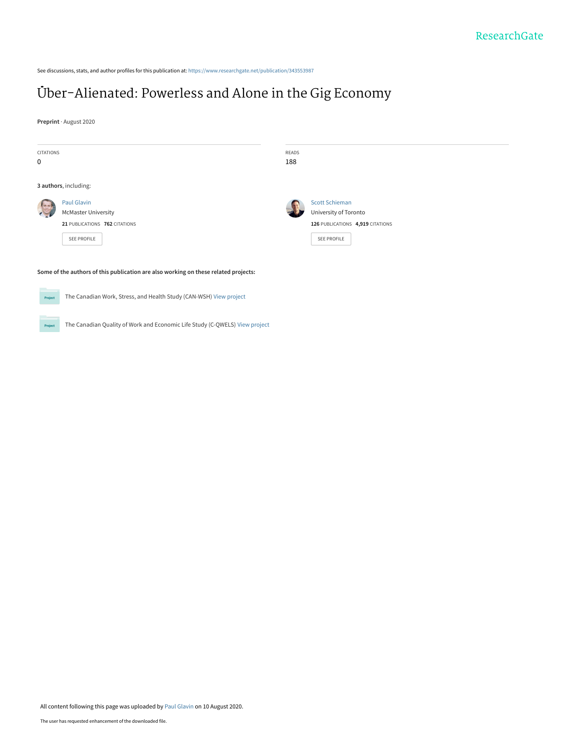See discussions, stats, and author profiles for this publication at: https://www.researchgate.net/publication/343553987

# Über-Alienated: Powerless and Alone in the Gig Economy

**Preprint** · August 2020

CITATIONS
0

READS
188

**3 authors**, including:

Paul Glavin
McMaster University
**21** PUBLICATIONS **762** CITATIONS
SEE PROFILE

Scott Schieman
University of Toronto
**126** PUBLICATIONS **4,919** CITATIONS
SEE PROFILE

**Some of the authors of this publication are also working on these related projects:**

Project: The Canadian Work, Stress, and Health Study (CAN-WSH) View project

Project: The Canadian Quality of Work and Economic Life Study (C-QWELS) View project

All content following this page was uploaded by Paul Glavin on 10 August 2020.

The user has requested enhancement of the downloaded file.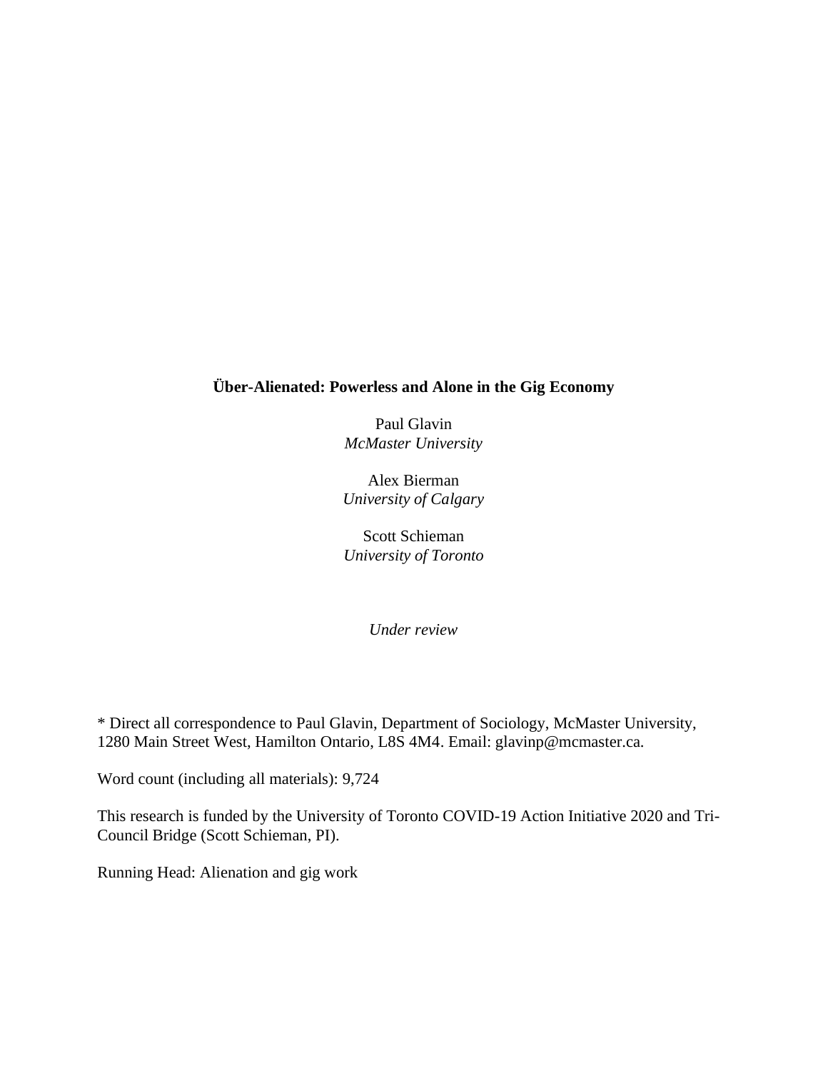**Über-Alienated: Powerless and Alone in the Gig Economy**

Paul Glavin
*McMaster University*

Alex Bierman
*University of Calgary*

Scott Schieman
*University of Toronto*

*Under review*

* Direct all correspondence to Paul Glavin, Department of Sociology, McMaster University, 1280 Main Street West, Hamilton Ontario, L8S 4M4. Email: glavinp@mcmaster.ca.

Word count (including all materials): 9,724

This research is funded by the University of Toronto COVID-19 Action Initiative 2020 and Tri-Council Bridge (Scott Schieman, PI).

Running Head: Alienation and gig work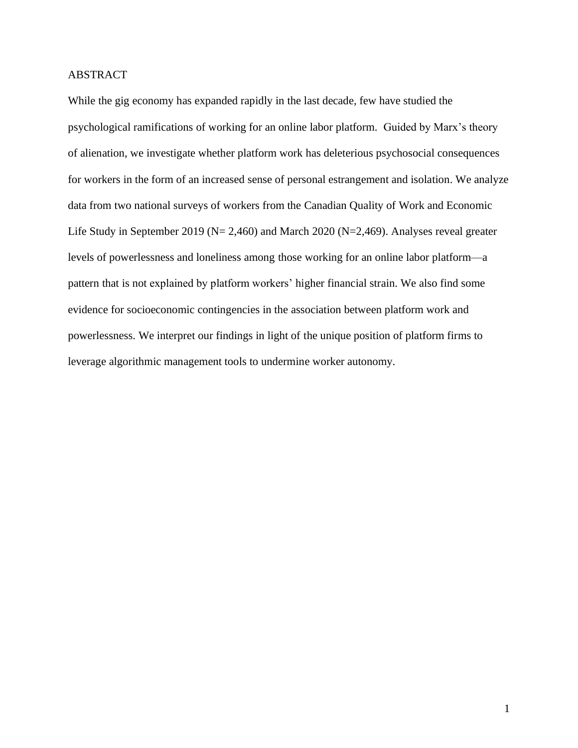ABSTRACT

While the gig economy has expanded rapidly in the last decade, few have studied the psychological ramifications of working for an online labor platform. Guided by Marx's theory of alienation, we investigate whether platform work has deleterious psychosocial consequences for workers in the form of an increased sense of personal estrangement and isolation. We analyze data from two national surveys of workers from the Canadian Quality of Work and Economic Life Study in September 2019 (N= 2,460) and March 2020 (N=2,469). Analyses reveal greater levels of powerlessness and loneliness among those working for an online labor platform—a pattern that is not explained by platform workers' higher financial strain. We also find some evidence for socioeconomic contingencies in the association between platform work and powerlessness. We interpret our findings in light of the unique position of platform firms to leverage algorithmic management tools to undermine worker autonomy.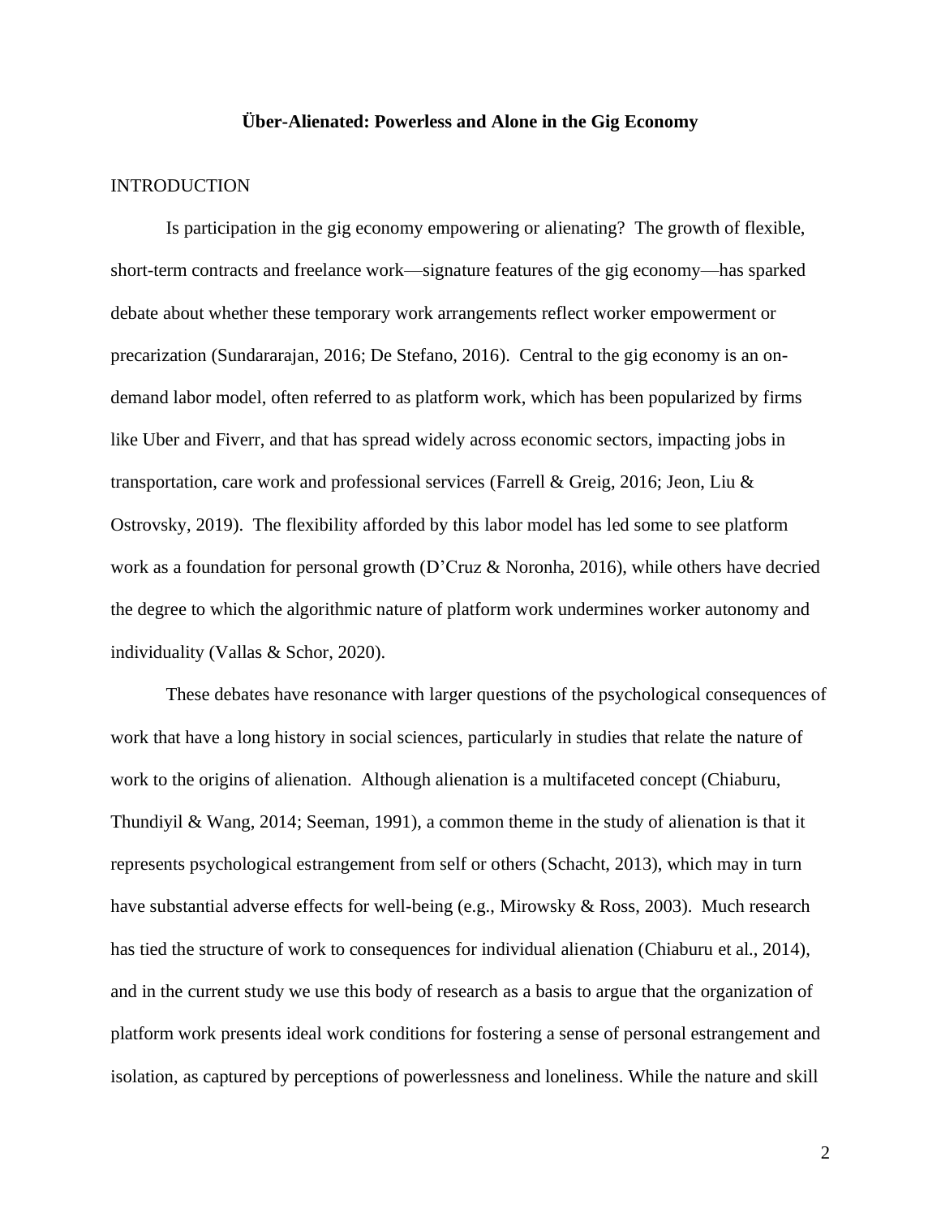**Über-Alienated: Powerless and Alone in the Gig Economy**

INTRODUCTION

Is participation in the gig economy empowering or alienating? The growth of flexible, short-term contracts and freelance work—signature features of the gig economy—has sparked debate about whether these temporary work arrangements reflect worker empowerment or precarization (Sundararajan, 2016; De Stefano, 2016). Central to the gig economy is an on-demand labor model, often referred to as platform work, which has been popularized by firms like Uber and Fiverr, and that has spread widely across economic sectors, impacting jobs in transportation, care work and professional services (Farrell & Greig, 2016; Jeon, Liu & Ostrovsky, 2019). The flexibility afforded by this labor model has led some to see platform work as a foundation for personal growth (D'Cruz & Noronha, 2016), while others have decried the degree to which the algorithmic nature of platform work undermines worker autonomy and individuality (Vallas & Schor, 2020).

These debates have resonance with larger questions of the psychological consequences of work that have a long history in social sciences, particularly in studies that relate the nature of work to the origins of alienation. Although alienation is a multifaceted concept (Chiaburu, Thundiyil & Wang, 2014; Seeman, 1991), a common theme in the study of alienation is that it represents psychological estrangement from self or others (Schacht, 2013), which may in turn have substantial adverse effects for well-being (e.g., Mirowsky & Ross, 2003). Much research has tied the structure of work to consequences for individual alienation (Chiaburu et al., 2014), and in the current study we use this body of research as a basis to argue that the organization of platform work presents ideal work conditions for fostering a sense of personal estrangement and isolation, as captured by perceptions of powerlessness and loneliness. While the nature and skill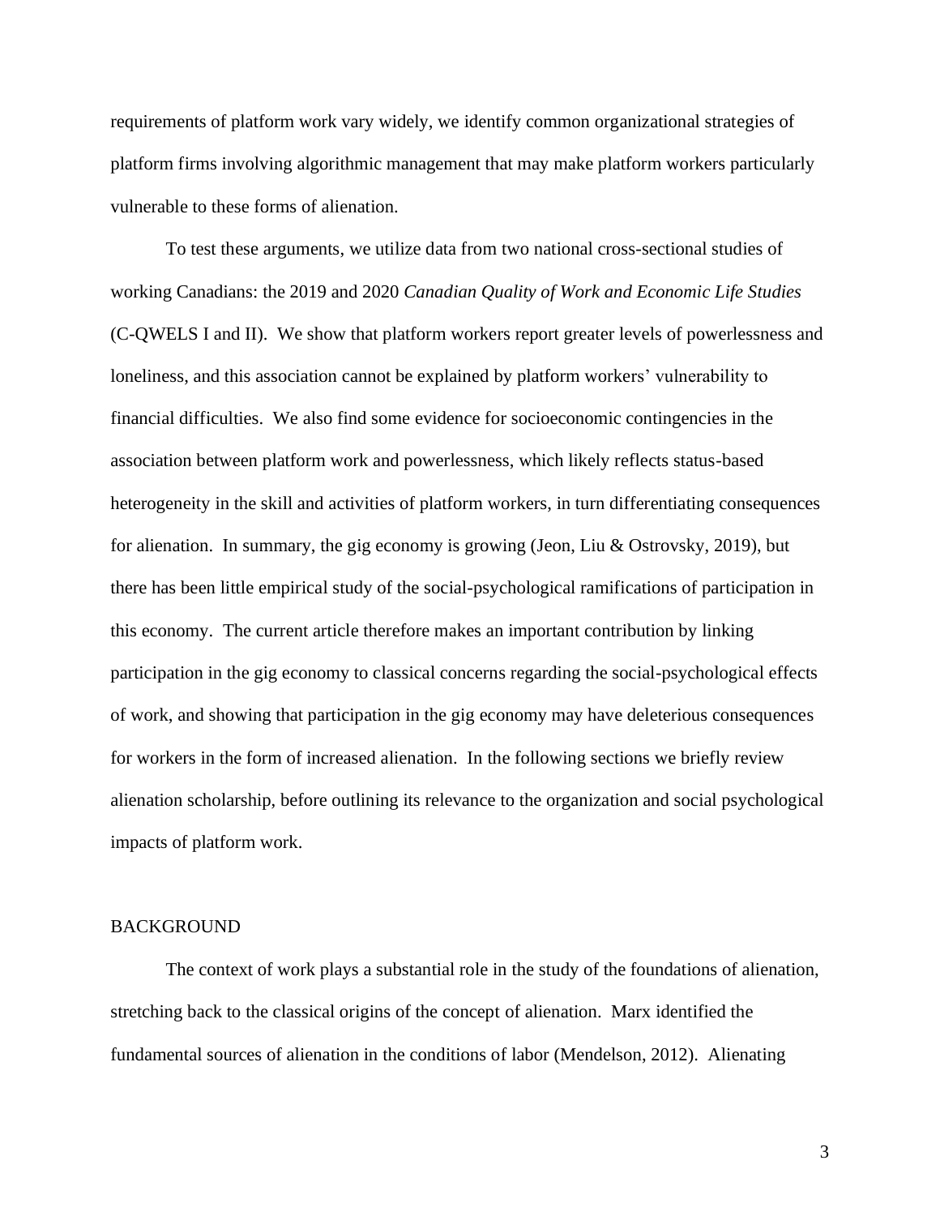requirements of platform work vary widely, we identify common organizational strategies of platform firms involving algorithmic management that may make platform workers particularly vulnerable to these forms of alienation.

To test these arguments, we utilize data from two national cross-sectional studies of working Canadians: the 2019 and 2020 *Canadian Quality of Work and Economic Life Studies* (C-QWELS I and II). We show that platform workers report greater levels of powerlessness and loneliness, and this association cannot be explained by platform workers' vulnerability to financial difficulties. We also find some evidence for socioeconomic contingencies in the association between platform work and powerlessness, which likely reflects status-based heterogeneity in the skill and activities of platform workers, in turn differentiating consequences for alienation. In summary, the gig economy is growing (Jeon, Liu & Ostrovsky, 2019), but there has been little empirical study of the social-psychological ramifications of participation in this economy. The current article therefore makes an important contribution by linking participation in the gig economy to classical concerns regarding the social-psychological effects of work, and showing that participation in the gig economy may have deleterious consequences for workers in the form of increased alienation. In the following sections we briefly review alienation scholarship, before outlining its relevance to the organization and social psychological impacts of platform work.

## BACKGROUND

The context of work plays a substantial role in the study of the foundations of alienation, stretching back to the classical origins of the concept of alienation. Marx identified the fundamental sources of alienation in the conditions of labor (Mendelson, 2012). Alienating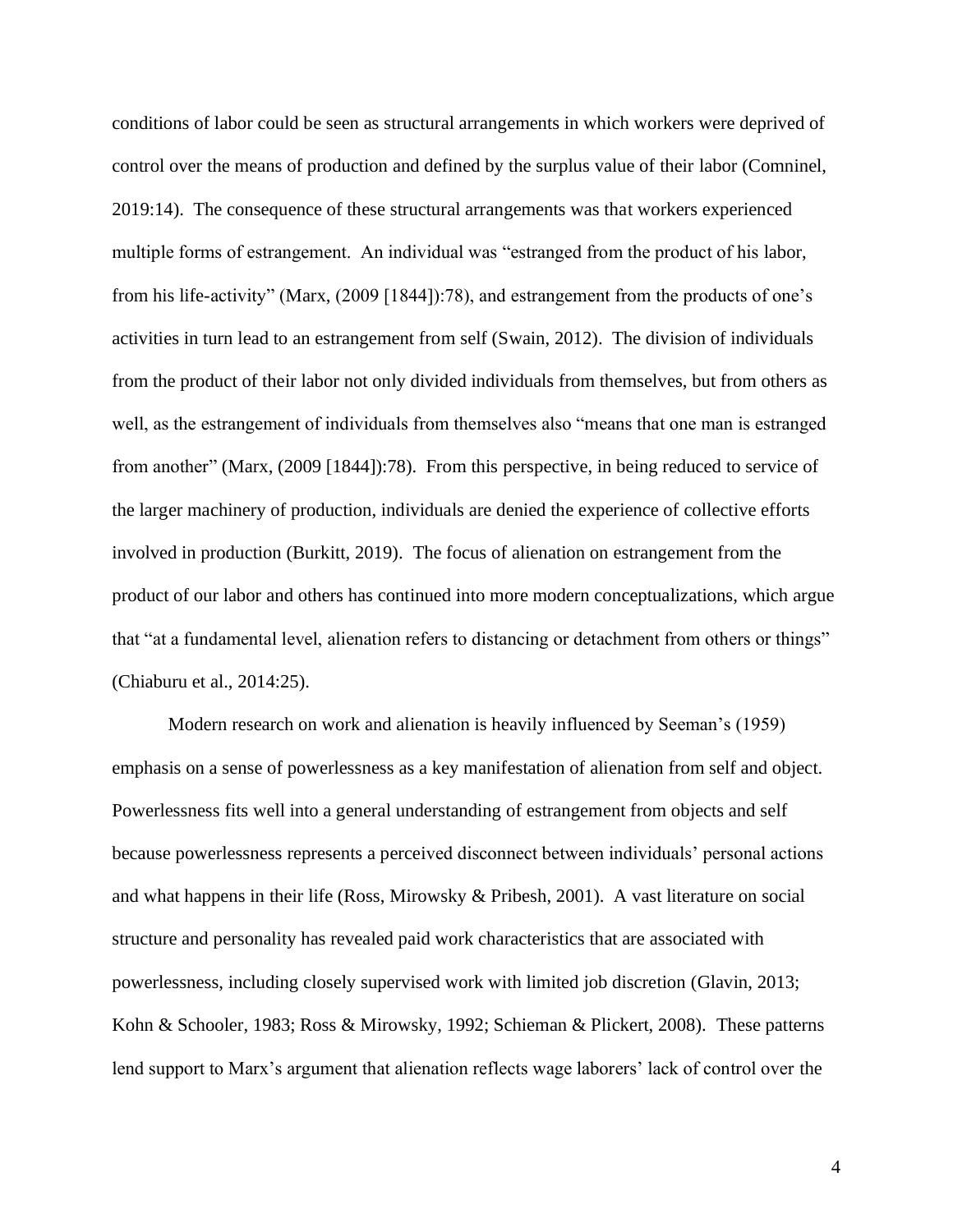conditions of labor could be seen as structural arrangements in which workers were deprived of control over the means of production and defined by the surplus value of their labor (Comninel, 2019:14). The consequence of these structural arrangements was that workers experienced multiple forms of estrangement. An individual was "estranged from the product of his labor, from his life-activity" (Marx, (2009 [1844]):78), and estrangement from the products of one's activities in turn lead to an estrangement from self (Swain, 2012). The division of individuals from the product of their labor not only divided individuals from themselves, but from others as well, as the estrangement of individuals from themselves also "means that one man is estranged from another" (Marx, (2009 [1844]):78). From this perspective, in being reduced to service of the larger machinery of production, individuals are denied the experience of collective efforts involved in production (Burkitt, 2019). The focus of alienation on estrangement from the product of our labor and others has continued into more modern conceptualizations, which argue that "at a fundamental level, alienation refers to distancing or detachment from others or things" (Chiaburu et al., 2014:25).

Modern research on work and alienation is heavily influenced by Seeman's (1959) emphasis on a sense of powerlessness as a key manifestation of alienation from self and object. Powerlessness fits well into a general understanding of estrangement from objects and self because powerlessness represents a perceived disconnect between individuals' personal actions and what happens in their life (Ross, Mirowsky & Pribesh, 2001). A vast literature on social structure and personality has revealed paid work characteristics that are associated with powerlessness, including closely supervised work with limited job discretion (Glavin, 2013; Kohn & Schooler, 1983; Ross & Mirowsky, 1992; Schieman & Plickert, 2008). These patterns lend support to Marx's argument that alienation reflects wage laborers' lack of control over the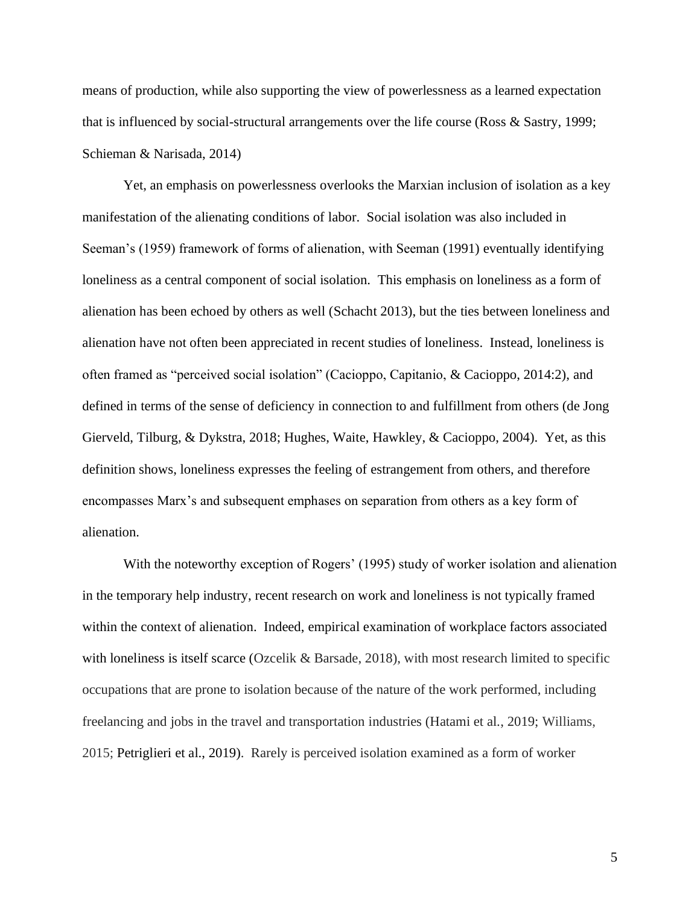means of production, while also supporting the view of powerlessness as a learned expectation that is influenced by social-structural arrangements over the life course (Ross & Sastry, 1999; Schieman & Narisada, 2014)

Yet, an emphasis on powerlessness overlooks the Marxian inclusion of isolation as a key manifestation of the alienating conditions of labor. Social isolation was also included in Seeman's (1959) framework of forms of alienation, with Seeman (1991) eventually identifying loneliness as a central component of social isolation. This emphasis on loneliness as a form of alienation has been echoed by others as well (Schacht 2013), but the ties between loneliness and alienation have not often been appreciated in recent studies of loneliness. Instead, loneliness is often framed as "perceived social isolation" (Cacioppo, Capitanio, & Cacioppo, 2014:2), and defined in terms of the sense of deficiency in connection to and fulfillment from others (de Jong Gierveld, Tilburg, & Dykstra, 2018; Hughes, Waite, Hawkley, & Cacioppo, 2004). Yet, as this definition shows, loneliness expresses the feeling of estrangement from others, and therefore encompasses Marx's and subsequent emphases on separation from others as a key form of alienation.

With the noteworthy exception of Rogers' (1995) study of worker isolation and alienation in the temporary help industry, recent research on work and loneliness is not typically framed within the context of alienation. Indeed, empirical examination of workplace factors associated with loneliness is itself scarce (Ozcelik & Barsade, 2018), with most research limited to specific occupations that are prone to isolation because of the nature of the work performed, including freelancing and jobs in the travel and transportation industries (Hatami et al., 2019; Williams, 2015; Petriglieri et al., 2019). Rarely is perceived isolation examined as a form of worker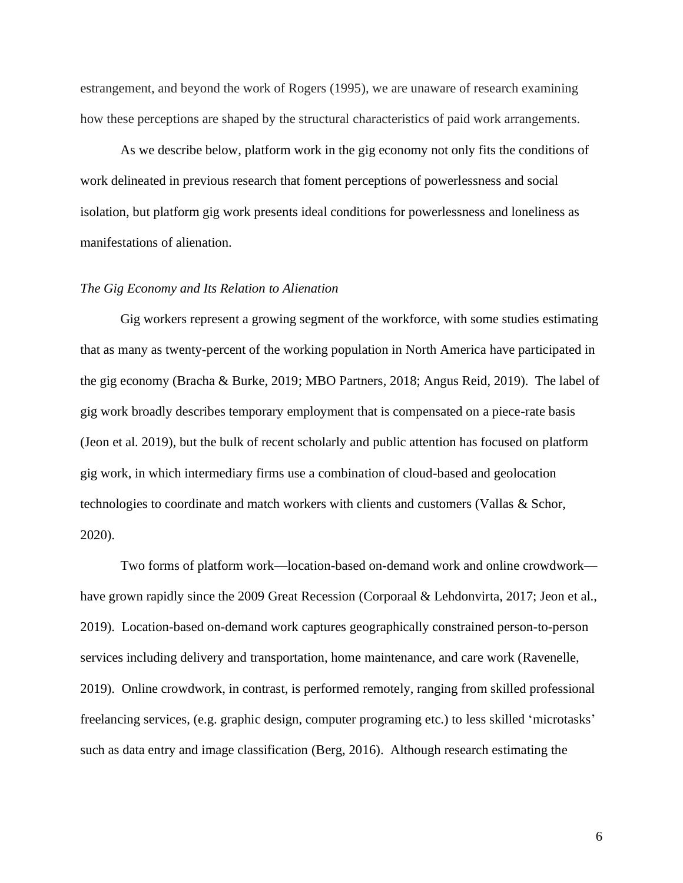estrangement, and beyond the work of Rogers (1995), we are unaware of research examining how these perceptions are shaped by the structural characteristics of paid work arrangements.

As we describe below, platform work in the gig economy not only fits the conditions of work delineated in previous research that foment perceptions of powerlessness and social isolation, but platform gig work presents ideal conditions for powerlessness and loneliness as manifestations of alienation.

*The Gig Economy and Its Relation to Alienation*

Gig workers represent a growing segment of the workforce, with some studies estimating that as many as twenty-percent of the working population in North America have participated in the gig economy (Bracha & Burke, 2019; MBO Partners, 2018; Angus Reid, 2019). The label of gig work broadly describes temporary employment that is compensated on a piece-rate basis (Jeon et al. 2019), but the bulk of recent scholarly and public attention has focused on platform gig work, in which intermediary firms use a combination of cloud-based and geolocation technologies to coordinate and match workers with clients and customers (Vallas & Schor, 2020).

Two forms of platform work—location-based on-demand work and online crowdwork—have grown rapidly since the 2009 Great Recession (Corporaal & Lehdonvirta, 2017; Jeon et al., 2019). Location-based on-demand work captures geographically constrained person-to-person services including delivery and transportation, home maintenance, and care work (Ravenelle, 2019). Online crowdwork, in contrast, is performed remotely, ranging from skilled professional freelancing services, (e.g. graphic design, computer programing etc.) to less skilled 'microtasks' such as data entry and image classification (Berg, 2016). Although research estimating the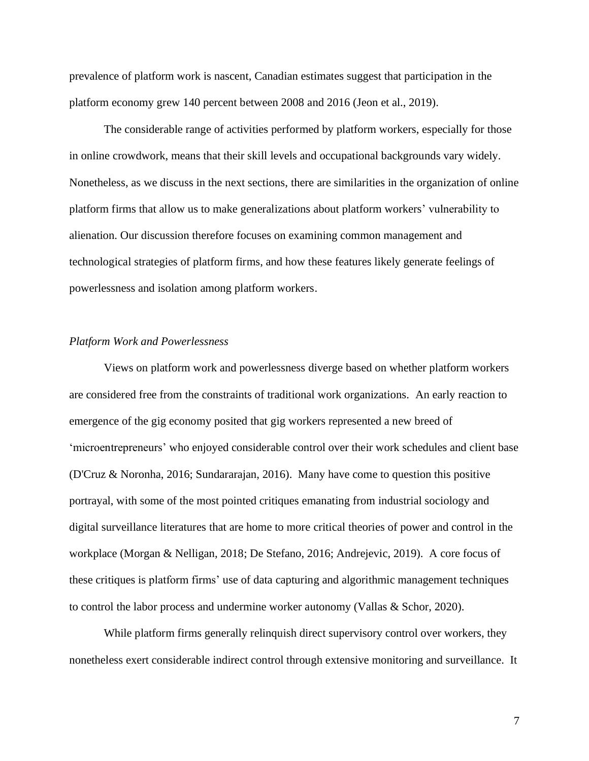prevalence of platform work is nascent, Canadian estimates suggest that participation in the platform economy grew 140 percent between 2008 and 2016 (Jeon et al., 2019).

The considerable range of activities performed by platform workers, especially for those in online crowdwork, means that their skill levels and occupational backgrounds vary widely. Nonetheless, as we discuss in the next sections, there are similarities in the organization of online platform firms that allow us to make generalizations about platform workers' vulnerability to alienation. Our discussion therefore focuses on examining common management and technological strategies of platform firms, and how these features likely generate feelings of powerlessness and isolation among platform workers.

*Platform Work and Powerlessness*

Views on platform work and powerlessness diverge based on whether platform workers are considered free from the constraints of traditional work organizations. An early reaction to emergence of the gig economy posited that gig workers represented a new breed of 'microentrepreneurs' who enjoyed considerable control over their work schedules and client base (D'Cruz & Noronha, 2016; Sundararajan, 2016). Many have come to question this positive portrayal, with some of the most pointed critiques emanating from industrial sociology and digital surveillance literatures that are home to more critical theories of power and control in the workplace (Morgan & Nelligan, 2018; De Stefano, 2016; Andrejevic, 2019). A core focus of these critiques is platform firms' use of data capturing and algorithmic management techniques to control the labor process and undermine worker autonomy (Vallas & Schor, 2020).

While platform firms generally relinquish direct supervisory control over workers, they nonetheless exert considerable indirect control through extensive monitoring and surveillance. It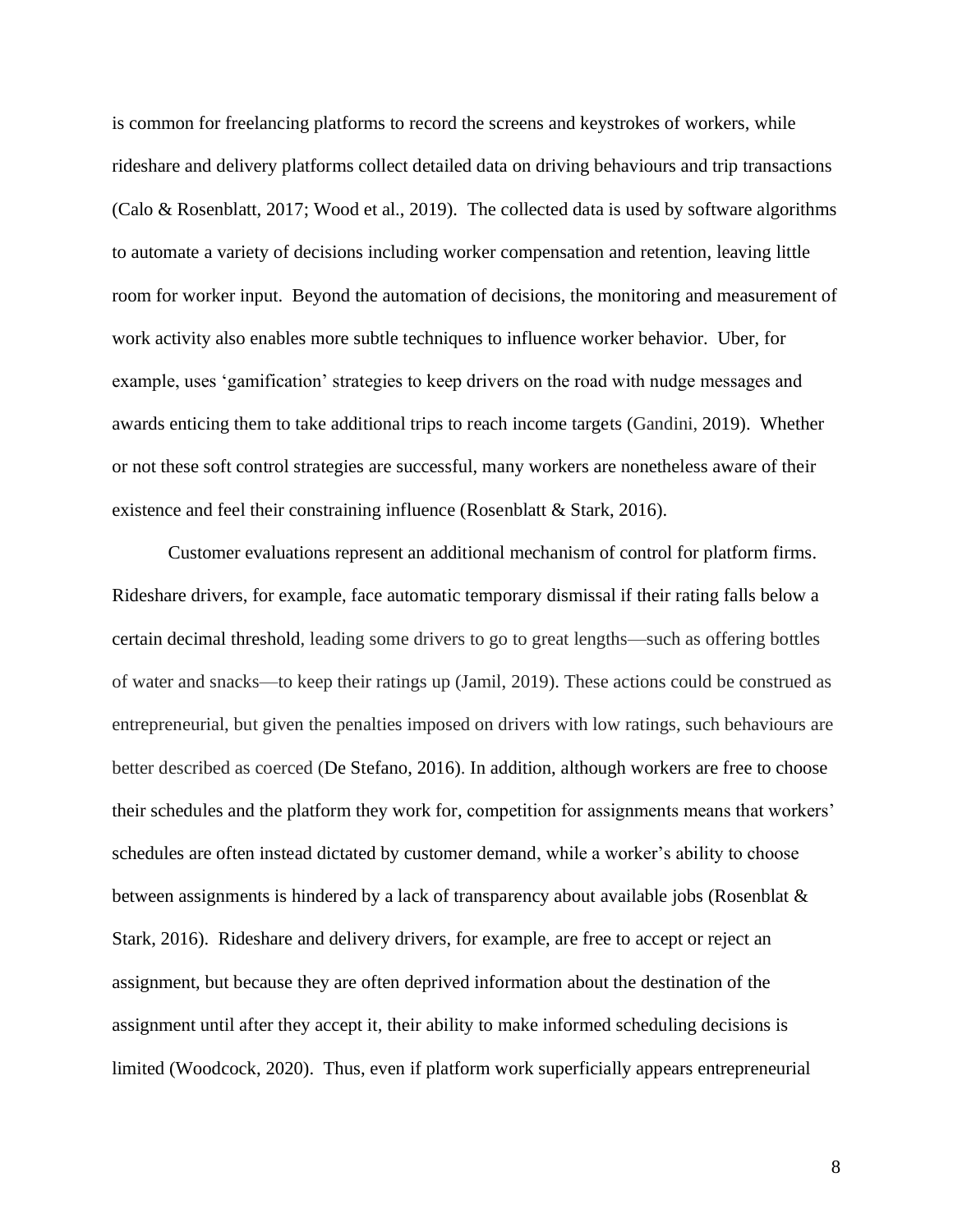is common for freelancing platforms to record the screens and keystrokes of workers, while rideshare and delivery platforms collect detailed data on driving behaviours and trip transactions (Calo & Rosenblatt, 2017; Wood et al., 2019). The collected data is used by software algorithms to automate a variety of decisions including worker compensation and retention, leaving little room for worker input. Beyond the automation of decisions, the monitoring and measurement of work activity also enables more subtle techniques to influence worker behavior. Uber, for example, uses 'gamification' strategies to keep drivers on the road with nudge messages and awards enticing them to take additional trips to reach income targets (Gandini, 2019). Whether or not these soft control strategies are successful, many workers are nonetheless aware of their existence and feel their constraining influence (Rosenblatt & Stark, 2016).

Customer evaluations represent an additional mechanism of control for platform firms. Rideshare drivers, for example, face automatic temporary dismissal if their rating falls below a certain decimal threshold, leading some drivers to go to great lengths—such as offering bottles of water and snacks—to keep their ratings up (Jamil, 2019). These actions could be construed as entrepreneurial, but given the penalties imposed on drivers with low ratings, such behaviours are better described as coerced (De Stefano, 2016). In addition, although workers are free to choose their schedules and the platform they work for, competition for assignments means that workers' schedules are often instead dictated by customer demand, while a worker's ability to choose between assignments is hindered by a lack of transparency about available jobs (Rosenblat & Stark, 2016). Rideshare and delivery drivers, for example, are free to accept or reject an assignment, but because they are often deprived information about the destination of the assignment until after they accept it, their ability to make informed scheduling decisions is limited (Woodcock, 2020). Thus, even if platform work superficially appears entrepreneurial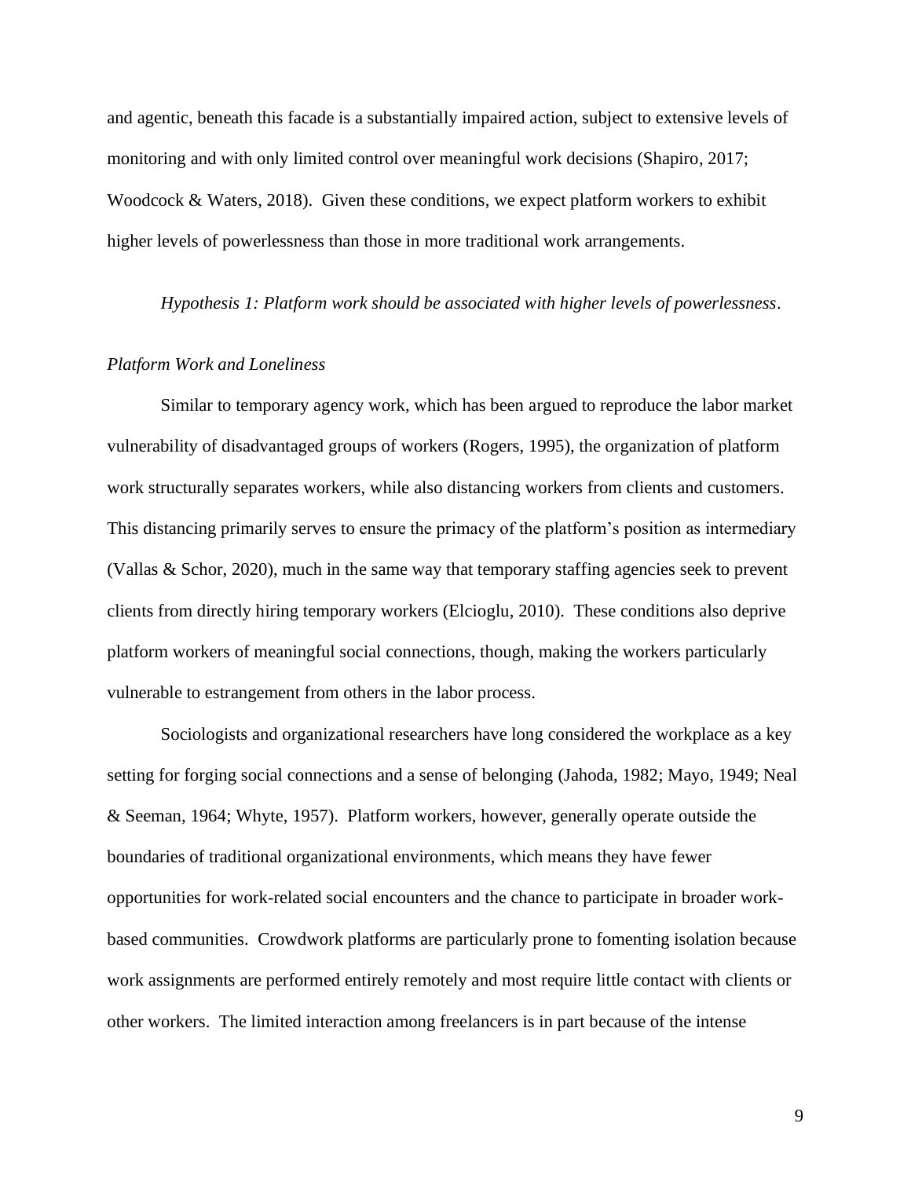and agentic, beneath this facade is a substantially impaired action, subject to extensive levels of monitoring and with only limited control over meaningful work decisions (Shapiro, 2017; Woodcock & Waters, 2018). Given these conditions, we expect platform workers to exhibit higher levels of powerlessness than those in more traditional work arrangements.

*Hypothesis 1: Platform work should be associated with higher levels of powerlessness*.

### *Platform Work and Loneliness*

Similar to temporary agency work, which has been argued to reproduce the labor market vulnerability of disadvantaged groups of workers (Rogers, 1995), the organization of platform work structurally separates workers, while also distancing workers from clients and customers. This distancing primarily serves to ensure the primacy of the platform's position as intermediary (Vallas & Schor, 2020), much in the same way that temporary staffing agencies seek to prevent clients from directly hiring temporary workers (Elcioglu, 2010). These conditions also deprive platform workers of meaningful social connections, though, making the workers particularly vulnerable to estrangement from others in the labor process.

Sociologists and organizational researchers have long considered the workplace as a key setting for forging social connections and a sense of belonging (Jahoda, 1982; Mayo, 1949; Neal & Seeman, 1964; Whyte, 1957). Platform workers, however, generally operate outside the boundaries of traditional organizational environments, which means they have fewer opportunities for work-related social encounters and the chance to participate in broader work-based communities. Crowdwork platforms are particularly prone to fomenting isolation because work assignments are performed entirely remotely and most require little contact with clients or other workers. The limited interaction among freelancers is in part because of the intense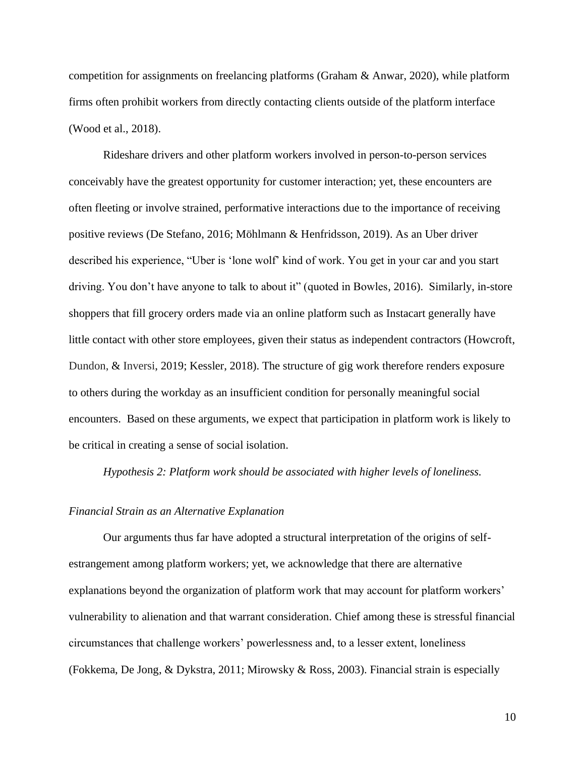competition for assignments on freelancing platforms (Graham & Anwar, 2020), while platform firms often prohibit workers from directly contacting clients outside of the platform interface (Wood et al., 2018).

Rideshare drivers and other platform workers involved in person-to-person services conceivably have the greatest opportunity for customer interaction; yet, these encounters are often fleeting or involve strained, performative interactions due to the importance of receiving positive reviews (De Stefano, 2016; Möhlmann & Henfridsson, 2019). As an Uber driver described his experience, "Uber is 'lone wolf' kind of work. You get in your car and you start driving. You don't have anyone to talk to about it" (quoted in Bowles, 2016). Similarly, in-store shoppers that fill grocery orders made via an online platform such as Instacart generally have little contact with other store employees, given their status as independent contractors (Howcroft, Dundon, & Inversi, 2019; Kessler, 2018). The structure of gig work therefore renders exposure to others during the workday as an insufficient condition for personally meaningful social encounters. Based on these arguments, we expect that participation in platform work is likely to be critical in creating a sense of social isolation.

*Hypothesis 2: Platform work should be associated with higher levels of loneliness.*

### *Financial Strain as an Alternative Explanation*

Our arguments thus far have adopted a structural interpretation of the origins of self-estrangement among platform workers; yet, we acknowledge that there are alternative explanations beyond the organization of platform work that may account for platform workers' vulnerability to alienation and that warrant consideration. Chief among these is stressful financial circumstances that challenge workers' powerlessness and, to a lesser extent, loneliness (Fokkema, De Jong, & Dykstra, 2011; Mirowsky & Ross, 2003). Financial strain is especially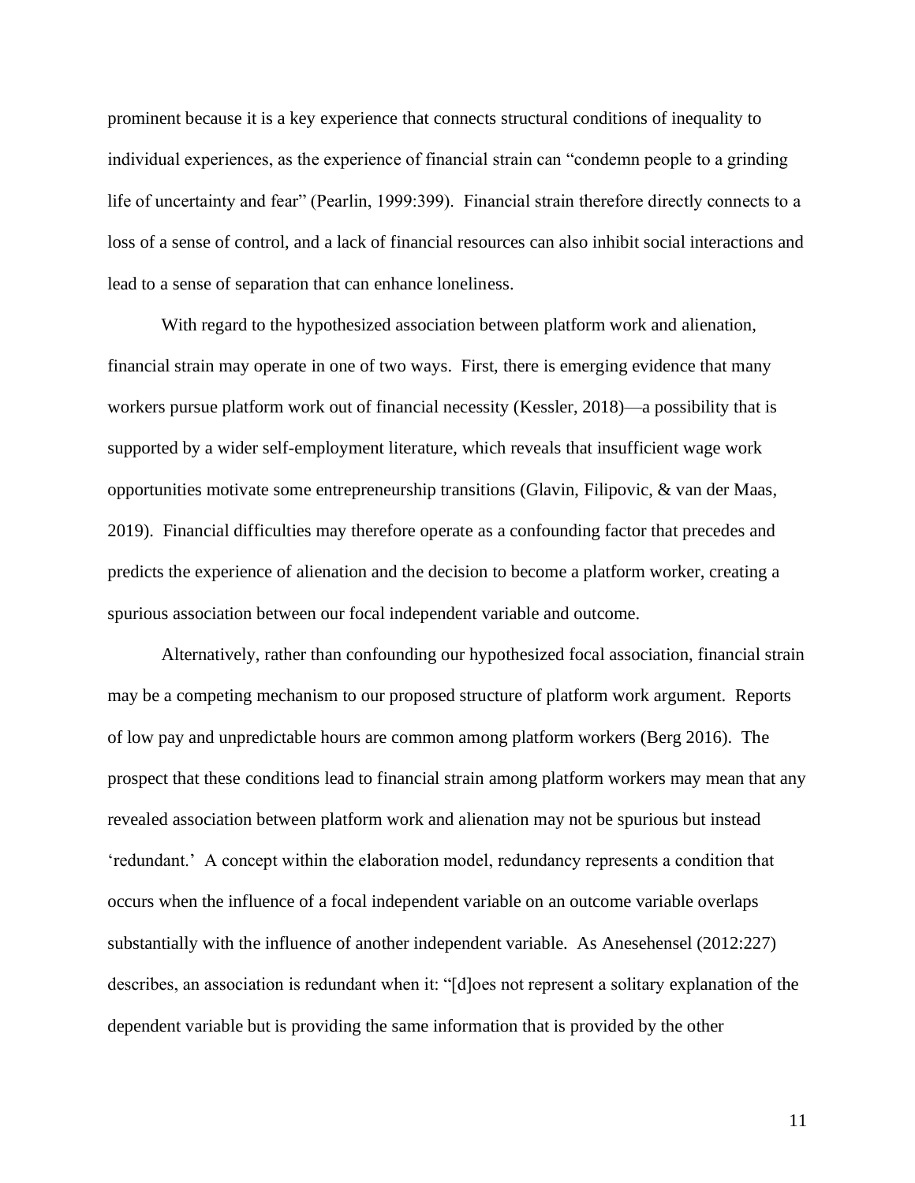prominent because it is a key experience that connects structural conditions of inequality to individual experiences, as the experience of financial strain can "condemn people to a grinding life of uncertainty and fear" (Pearlin, 1999:399). Financial strain therefore directly connects to a loss of a sense of control, and a lack of financial resources can also inhibit social interactions and lead to a sense of separation that can enhance loneliness.

With regard to the hypothesized association between platform work and alienation, financial strain may operate in one of two ways. First, there is emerging evidence that many workers pursue platform work out of financial necessity (Kessler, 2018)—a possibility that is supported by a wider self-employment literature, which reveals that insufficient wage work opportunities motivate some entrepreneurship transitions (Glavin, Filipovic, & van der Maas, 2019). Financial difficulties may therefore operate as a confounding factor that precedes and predicts the experience of alienation and the decision to become a platform worker, creating a spurious association between our focal independent variable and outcome.

Alternatively, rather than confounding our hypothesized focal association, financial strain may be a competing mechanism to our proposed structure of platform work argument. Reports of low pay and unpredictable hours are common among platform workers (Berg 2016). The prospect that these conditions lead to financial strain among platform workers may mean that any revealed association between platform work and alienation may not be spurious but instead 'redundant.' A concept within the elaboration model, redundancy represents a condition that occurs when the influence of a focal independent variable on an outcome variable overlaps substantially with the influence of another independent variable. As Anesehensel (2012:227) describes, an association is redundant when it: "[d]oes not represent a solitary explanation of the dependent variable but is providing the same information that is provided by the other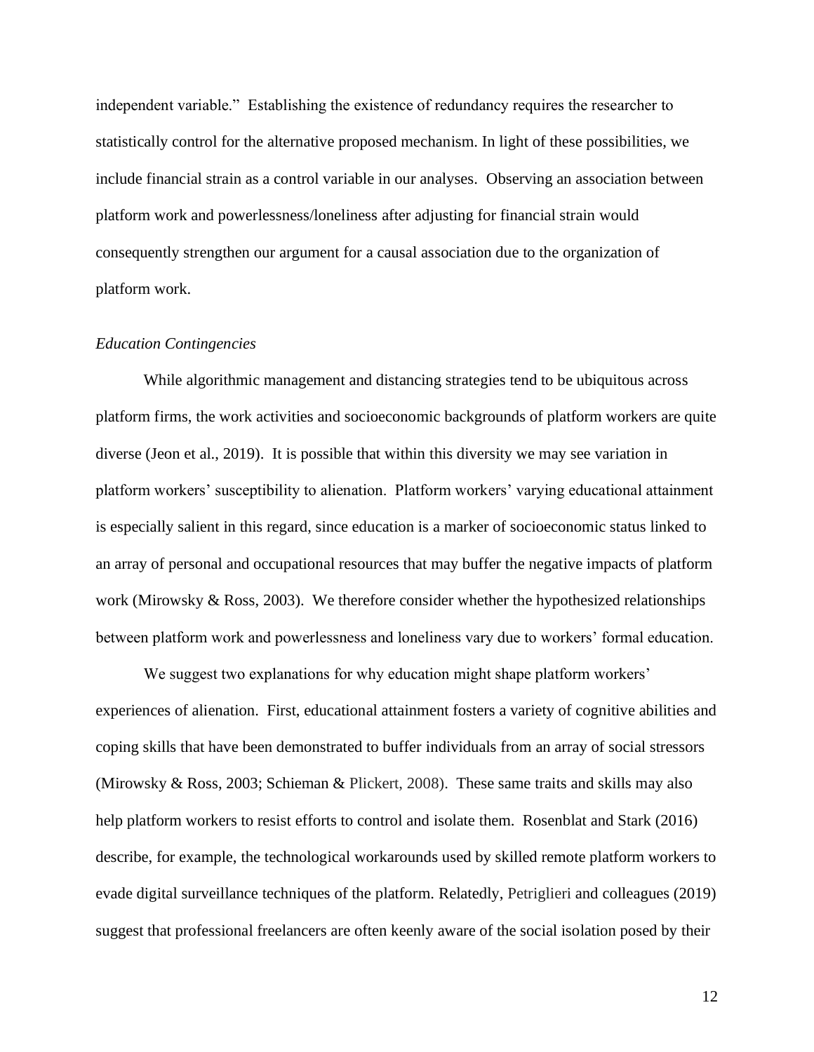independent variable." Establishing the existence of redundancy requires the researcher to statistically control for the alternative proposed mechanism. In light of these possibilities, we include financial strain as a control variable in our analyses. Observing an association between platform work and powerlessness/loneliness after adjusting for financial strain would consequently strengthen our argument for a causal association due to the organization of platform work.

*Education Contingencies*

While algorithmic management and distancing strategies tend to be ubiquitous across platform firms, the work activities and socioeconomic backgrounds of platform workers are quite diverse (Jeon et al., 2019). It is possible that within this diversity we may see variation in platform workers' susceptibility to alienation. Platform workers' varying educational attainment is especially salient in this regard, since education is a marker of socioeconomic status linked to an array of personal and occupational resources that may buffer the negative impacts of platform work (Mirowsky & Ross, 2003). We therefore consider whether the hypothesized relationships between platform work and powerlessness and loneliness vary due to workers' formal education.

We suggest two explanations for why education might shape platform workers' experiences of alienation. First, educational attainment fosters a variety of cognitive abilities and coping skills that have been demonstrated to buffer individuals from an array of social stressors (Mirowsky & Ross, 2003; Schieman & Plickert, 2008). These same traits and skills may also help platform workers to resist efforts to control and isolate them. Rosenblat and Stark (2016) describe, for example, the technological workarounds used by skilled remote platform workers to evade digital surveillance techniques of the platform. Relatedly, Petriglieri and colleagues (2019) suggest that professional freelancers are often keenly aware of the social isolation posed by their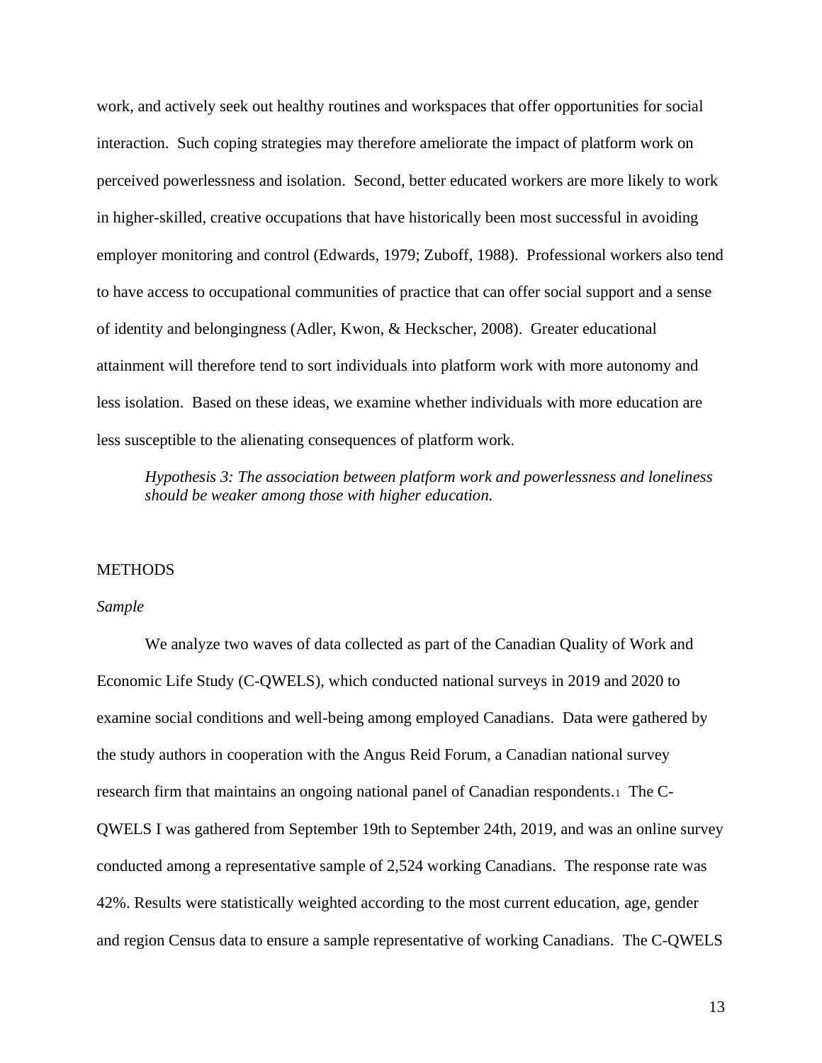work, and actively seek out healthy routines and workspaces that offer opportunities for social interaction. Such coping strategies may therefore ameliorate the impact of platform work on perceived powerlessness and isolation. Second, better educated workers are more likely to work in higher-skilled, creative occupations that have historically been most successful in avoiding employer monitoring and control (Edwards, 1979; Zuboff, 1988). Professional workers also tend to have access to occupational communities of practice that can offer social support and a sense of identity and belongingness (Adler, Kwon, & Heckscher, 2008). Greater educational attainment will therefore tend to sort individuals into platform work with more autonomy and less isolation. Based on these ideas, we examine whether individuals with more education are less susceptible to the alienating consequences of platform work.

> *Hypothesis 3: The association between platform work and powerlessness and loneliness should be weaker among those with higher education.*

## METHODS

### *Sample*

We analyze two waves of data collected as part of the Canadian Quality of Work and Economic Life Study (C-QWELS), which conducted national surveys in 2019 and 2020 to examine social conditions and well-being among employed Canadians. Data were gathered by the study authors in cooperation with the Angus Reid Forum, a Canadian national survey research firm that maintains an ongoing national panel of Canadian respondents.[1] The C-QWELS I was gathered from September 19th to September 24th, 2019, and was an online survey conducted among a representative sample of 2,524 working Canadians. The response rate was 42%. Results were statistically weighted according to the most current education, age, gender and region Census data to ensure a sample representative of working Canadians. The C-QWELS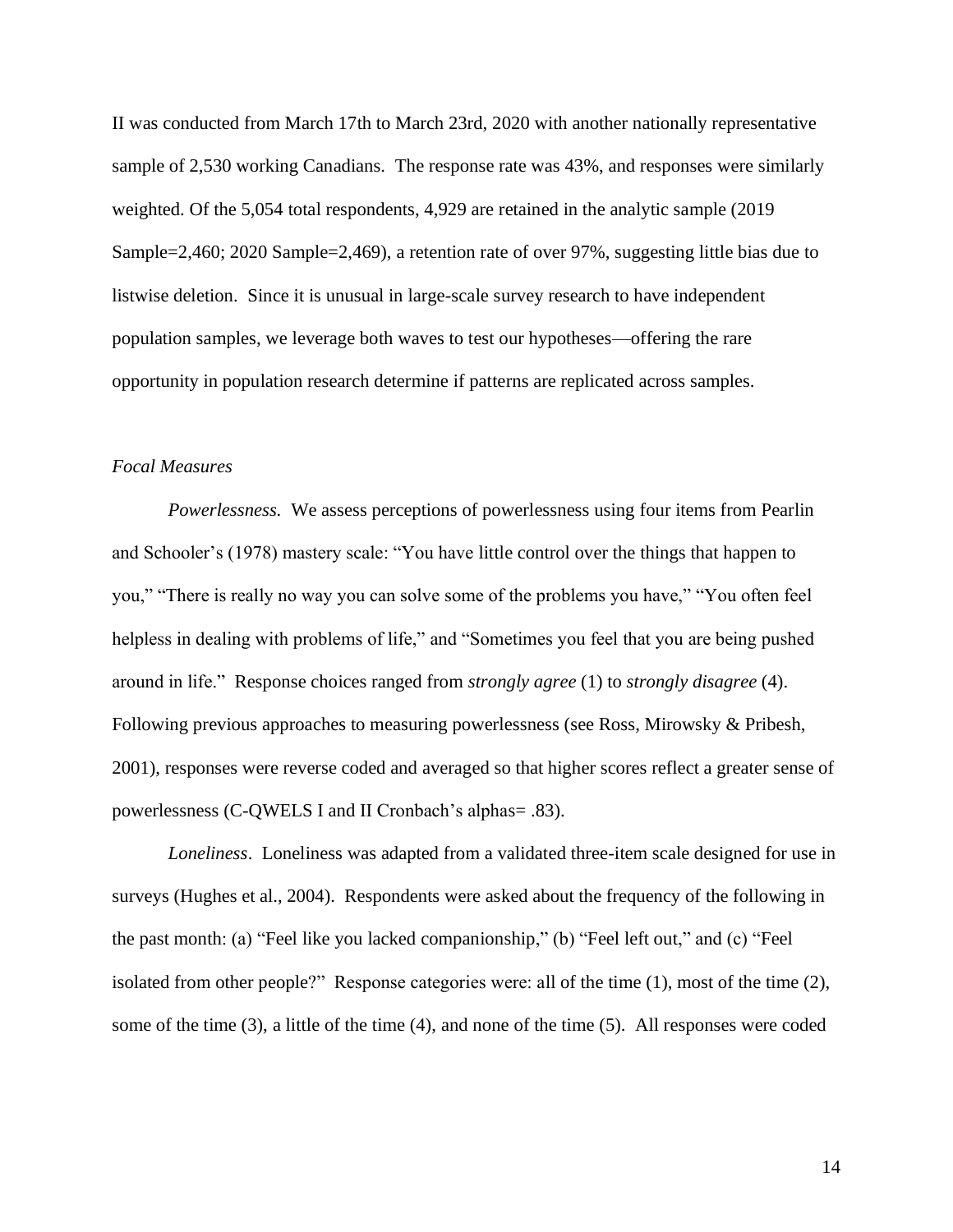II was conducted from March 17th to March 23rd, 2020 with another nationally representative sample of 2,530 working Canadians. The response rate was 43%, and responses were similarly weighted. Of the 5,054 total respondents, 4,929 are retained in the analytic sample (2019 Sample=2,460; 2020 Sample=2,469), a retention rate of over 97%, suggesting little bias due to listwise deletion. Since it is unusual in large-scale survey research to have independent population samples, we leverage both waves to test our hypotheses—offering the rare opportunity in population research determine if patterns are replicated across samples.

*Focal Measures*

*Powerlessness.* We assess perceptions of powerlessness using four items from Pearlin and Schooler's (1978) mastery scale: "You have little control over the things that happen to you," "There is really no way you can solve some of the problems you have," "You often feel helpless in dealing with problems of life," and "Sometimes you feel that you are being pushed around in life." Response choices ranged from *strongly agree* (1) to *strongly disagree* (4). Following previous approaches to measuring powerlessness (see Ross, Mirowsky & Pribesh, 2001), responses were reverse coded and averaged so that higher scores reflect a greater sense of powerlessness (C-QWELS I and II Cronbach's alphas= .83).

*Loneliness*. Loneliness was adapted from a validated three-item scale designed for use in surveys (Hughes et al., 2004). Respondents were asked about the frequency of the following in the past month: (a) "Feel like you lacked companionship," (b) "Feel left out," and (c) "Feel isolated from other people?" Response categories were: all of the time (1), most of the time (2), some of the time (3), a little of the time (4), and none of the time (5). All responses were coded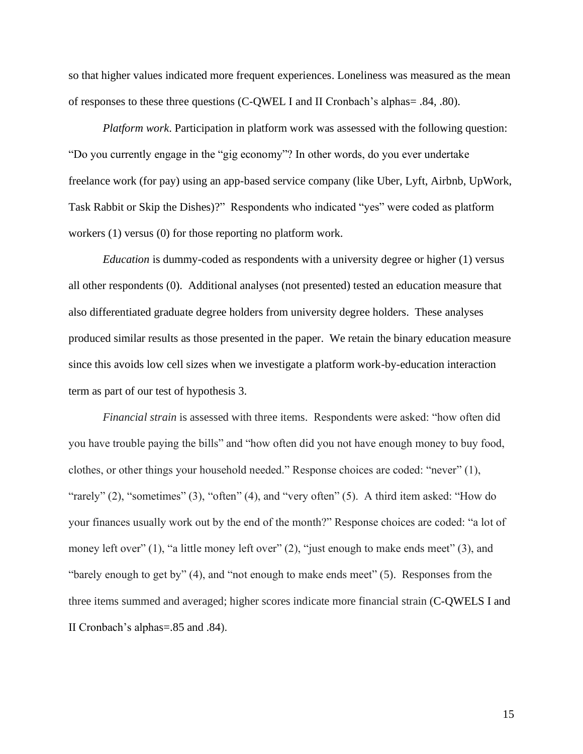so that higher values indicated more frequent experiences. Loneliness was measured as the mean of responses to these three questions (C-QWEL I and II Cronbach's alphas= .84, .80).

*Platform work*. Participation in platform work was assessed with the following question: "Do you currently engage in the "gig economy"? In other words, do you ever undertake freelance work (for pay) using an app-based service company (like Uber, Lyft, Airbnb, UpWork, Task Rabbit or Skip the Dishes)?" Respondents who indicated "yes" were coded as platform workers (1) versus (0) for those reporting no platform work.

*Education* is dummy-coded as respondents with a university degree or higher (1) versus all other respondents (0). Additional analyses (not presented) tested an education measure that also differentiated graduate degree holders from university degree holders. These analyses produced similar results as those presented in the paper. We retain the binary education measure since this avoids low cell sizes when we investigate a platform work-by-education interaction term as part of our test of hypothesis 3.

*Financial strain* is assessed with three items. Respondents were asked: "how often did you have trouble paying the bills" and "how often did you not have enough money to buy food, clothes, or other things your household needed." Response choices are coded: "never" (1), "rarely" (2), "sometimes" (3), "often" (4), and "very often" (5). A third item asked: "How do your finances usually work out by the end of the month?" Response choices are coded: "a lot of money left over" (1), "a little money left over" (2), "just enough to make ends meet" (3), and "barely enough to get by" (4), and "not enough to make ends meet" (5). Responses from the three items summed and averaged; higher scores indicate more financial strain (C-QWELS I and II Cronbach's alphas=.85 and .84).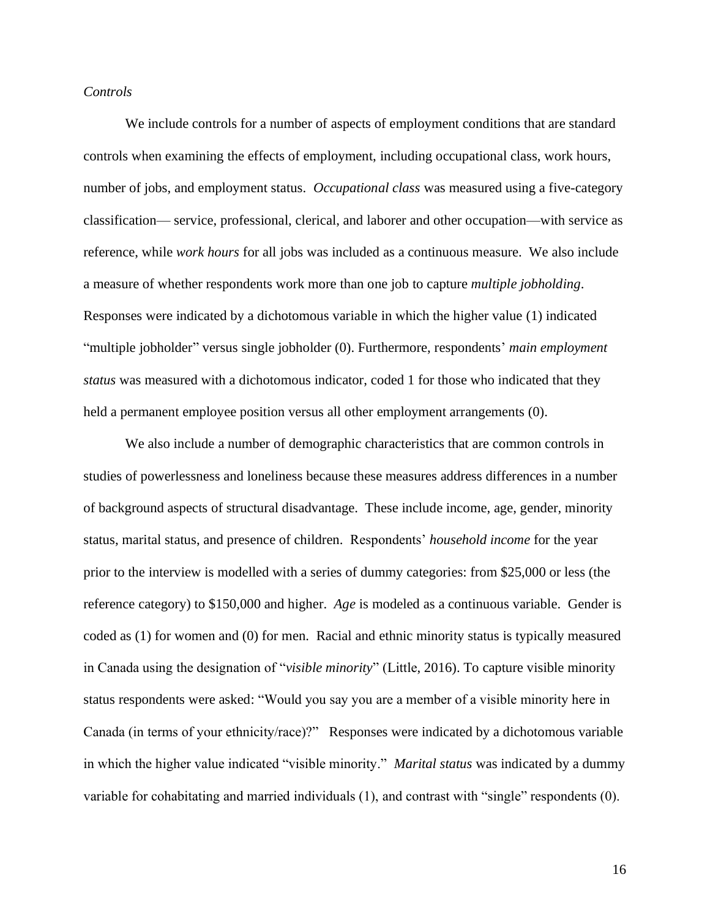*Controls*

We include controls for a number of aspects of employment conditions that are standard controls when examining the effects of employment, including occupational class, work hours, number of jobs, and employment status. *Occupational class* was measured using a five-category classification— service, professional, clerical, and laborer and other occupation—with service as reference, while *work hours* for all jobs was included as a continuous measure. We also include a measure of whether respondents work more than one job to capture *multiple jobholding*. Responses were indicated by a dichotomous variable in which the higher value (1) indicated "multiple jobholder" versus single jobholder (0). Furthermore, respondents' *main employment status* was measured with a dichotomous indicator, coded 1 for those who indicated that they held a permanent employee position versus all other employment arrangements (0).

We also include a number of demographic characteristics that are common controls in studies of powerlessness and loneliness because these measures address differences in a number of background aspects of structural disadvantage. These include income, age, gender, minority status, marital status, and presence of children. Respondents' *household income* for the year prior to the interview is modelled with a series of dummy categories: from $25,000 or less (the reference category) to $150,000 and higher. *Age* is modeled as a continuous variable. Gender is coded as (1) for women and (0) for men. Racial and ethnic minority status is typically measured in Canada using the designation of "*visible minority*" (Little, 2016). To capture visible minority status respondents were asked: "Would you say you are a member of a visible minority here in Canada (in terms of your ethnicity/race)?" Responses were indicated by a dichotomous variable in which the higher value indicated "visible minority." *Marital status* was indicated by a dummy variable for cohabitating and married individuals (1), and contrast with "single" respondents (0).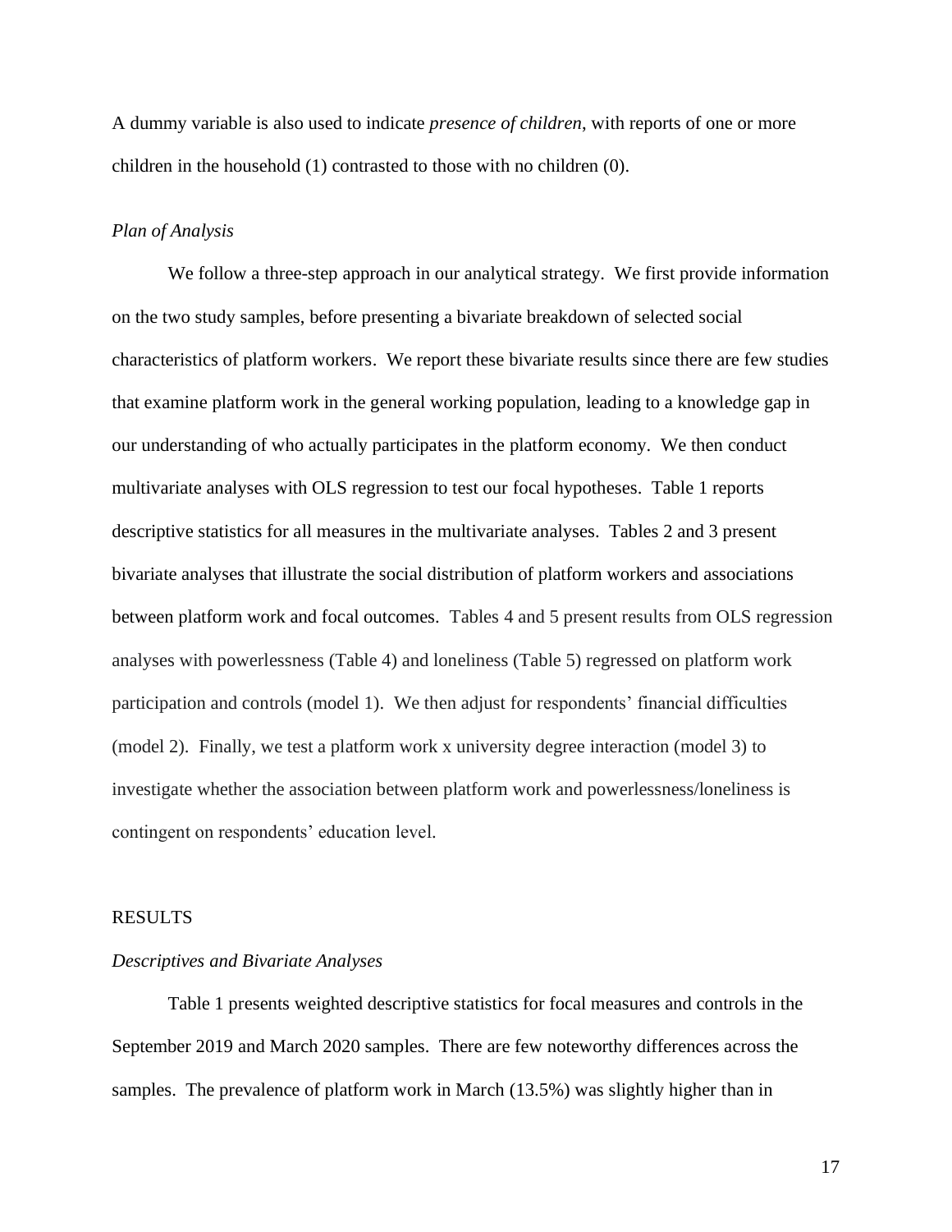A dummy variable is also used to indicate *presence of children*, with reports of one or more children in the household (1) contrasted to those with no children (0).

*Plan of Analysis*

We follow a three-step approach in our analytical strategy. We first provide information on the two study samples, before presenting a bivariate breakdown of selected social characteristics of platform workers. We report these bivariate results since there are few studies that examine platform work in the general working population, leading to a knowledge gap in our understanding of who actually participates in the platform economy. We then conduct multivariate analyses with OLS regression to test our focal hypotheses. Table 1 reports descriptive statistics for all measures in the multivariate analyses. Tables 2 and 3 present bivariate analyses that illustrate the social distribution of platform workers and associations between platform work and focal outcomes. Tables 4 and 5 present results from OLS regression analyses with powerlessness (Table 4) and loneliness (Table 5) regressed on platform work participation and controls (model 1). We then adjust for respondents' financial difficulties (model 2). Finally, we test a platform work x university degree interaction (model 3) to investigate whether the association between platform work and powerlessness/loneliness is contingent on respondents' education level.

## RESULTS

*Descriptives and Bivariate Analyses*

Table 1 presents weighted descriptive statistics for focal measures and controls in the September 2019 and March 2020 samples. There are few noteworthy differences across the samples. The prevalence of platform work in March (13.5%) was slightly higher than in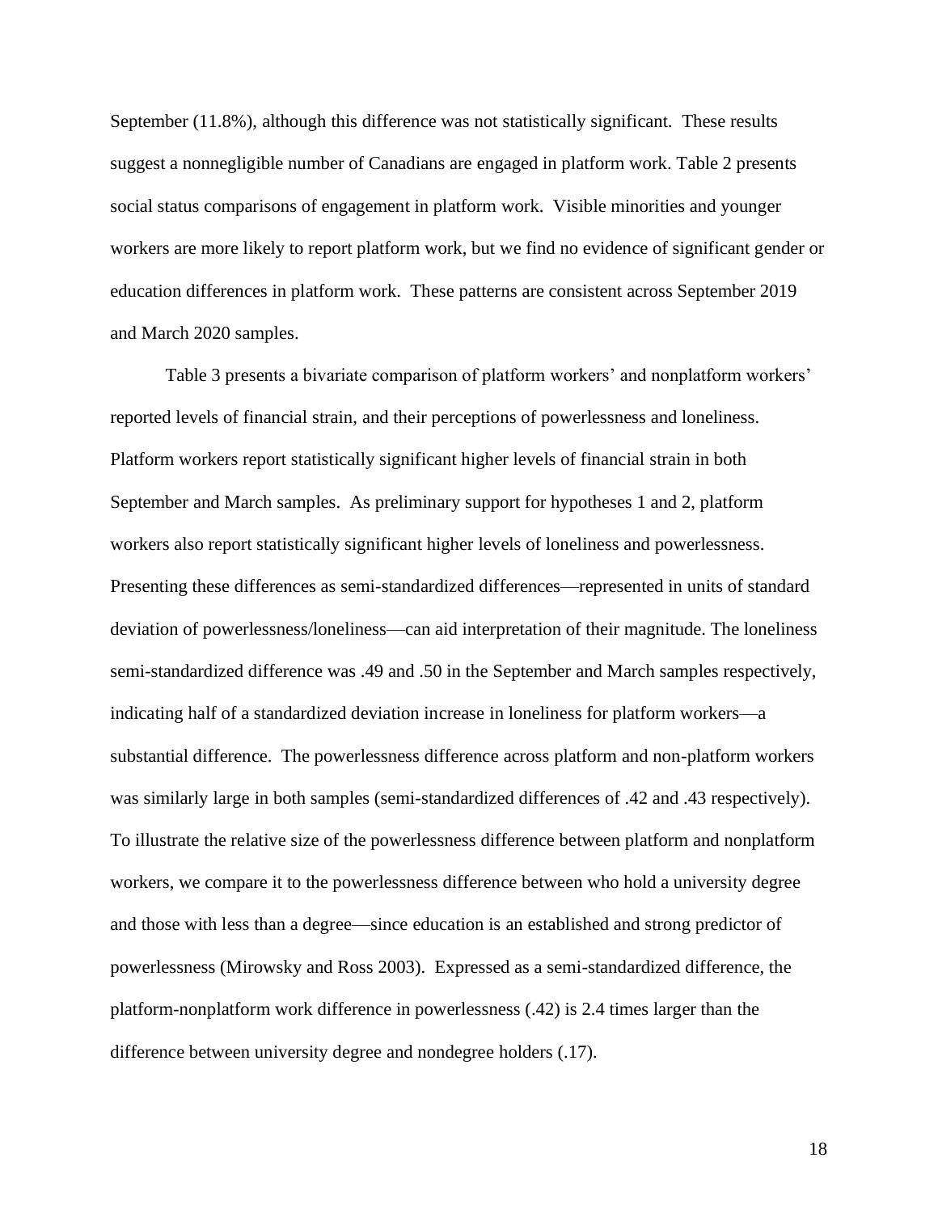September (11.8%), although this difference was not statistically significant. These results suggest a nonnegligible number of Canadians are engaged in platform work. Table 2 presents social status comparisons of engagement in platform work. Visible minorities and younger workers are more likely to report platform work, but we find no evidence of significant gender or education differences in platform work. These patterns are consistent across September 2019 and March 2020 samples.

Table 3 presents a bivariate comparison of platform workers' and nonplatform workers' reported levels of financial strain, and their perceptions of powerlessness and loneliness. Platform workers report statistically significant higher levels of financial strain in both September and March samples. As preliminary support for hypotheses 1 and 2, platform workers also report statistically significant higher levels of loneliness and powerlessness. Presenting these differences as semi-standardized differences—represented in units of standard deviation of powerlessness/loneliness—can aid interpretation of their magnitude. The loneliness semi-standardized difference was .49 and .50 in the September and March samples respectively, indicating half of a standardized deviation increase in loneliness for platform workers—a substantial difference. The powerlessness difference across platform and non-platform workers was similarly large in both samples (semi-standardized differences of .42 and .43 respectively). To illustrate the relative size of the powerlessness difference between platform and nonplatform workers, we compare it to the powerlessness difference between who hold a university degree and those with less than a degree—since education is an established and strong predictor of powerlessness (Mirowsky and Ross 2003). Expressed as a semi-standardized difference, the platform-nonplatform work difference in powerlessness (.42) is 2.4 times larger than the difference between university degree and nondegree holders (.17).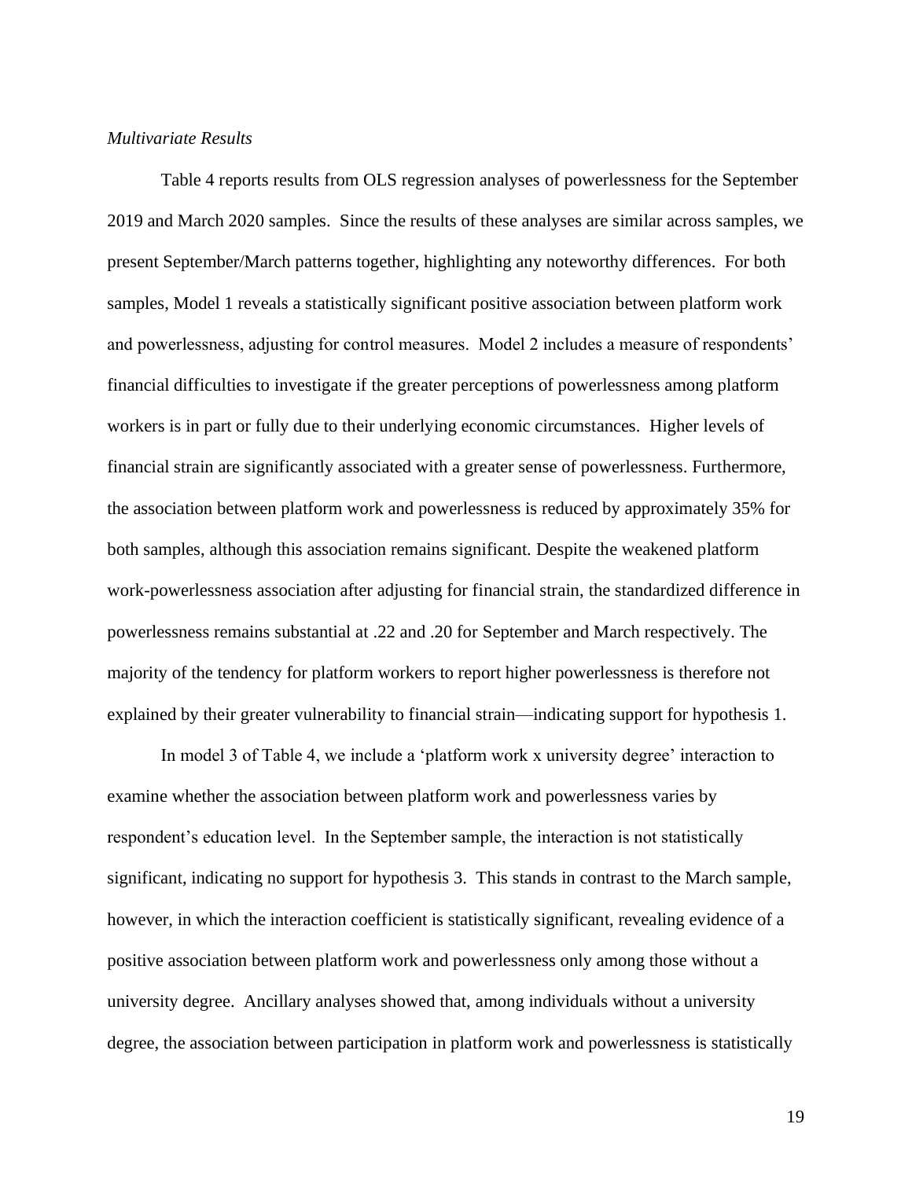*Multivariate Results*

Table 4 reports results from OLS regression analyses of powerlessness for the September 2019 and March 2020 samples. Since the results of these analyses are similar across samples, we present September/March patterns together, highlighting any noteworthy differences. For both samples, Model 1 reveals a statistically significant positive association between platform work and powerlessness, adjusting for control measures. Model 2 includes a measure of respondents' financial difficulties to investigate if the greater perceptions of powerlessness among platform workers is in part or fully due to their underlying economic circumstances. Higher levels of financial strain are significantly associated with a greater sense of powerlessness. Furthermore, the association between platform work and powerlessness is reduced by approximately 35% for both samples, although this association remains significant. Despite the weakened platform work-powerlessness association after adjusting for financial strain, the standardized difference in powerlessness remains substantial at .22 and .20 for September and March respectively. The majority of the tendency for platform workers to report higher powerlessness is therefore not explained by their greater vulnerability to financial strain—indicating support for hypothesis 1.

In model 3 of Table 4, we include a 'platform work x university degree' interaction to examine whether the association between platform work and powerlessness varies by respondent's education level. In the September sample, the interaction is not statistically significant, indicating no support for hypothesis 3. This stands in contrast to the March sample, however, in which the interaction coefficient is statistically significant, revealing evidence of a positive association between platform work and powerlessness only among those without a university degree. Ancillary analyses showed that, among individuals without a university degree, the association between participation in platform work and powerlessness is statistically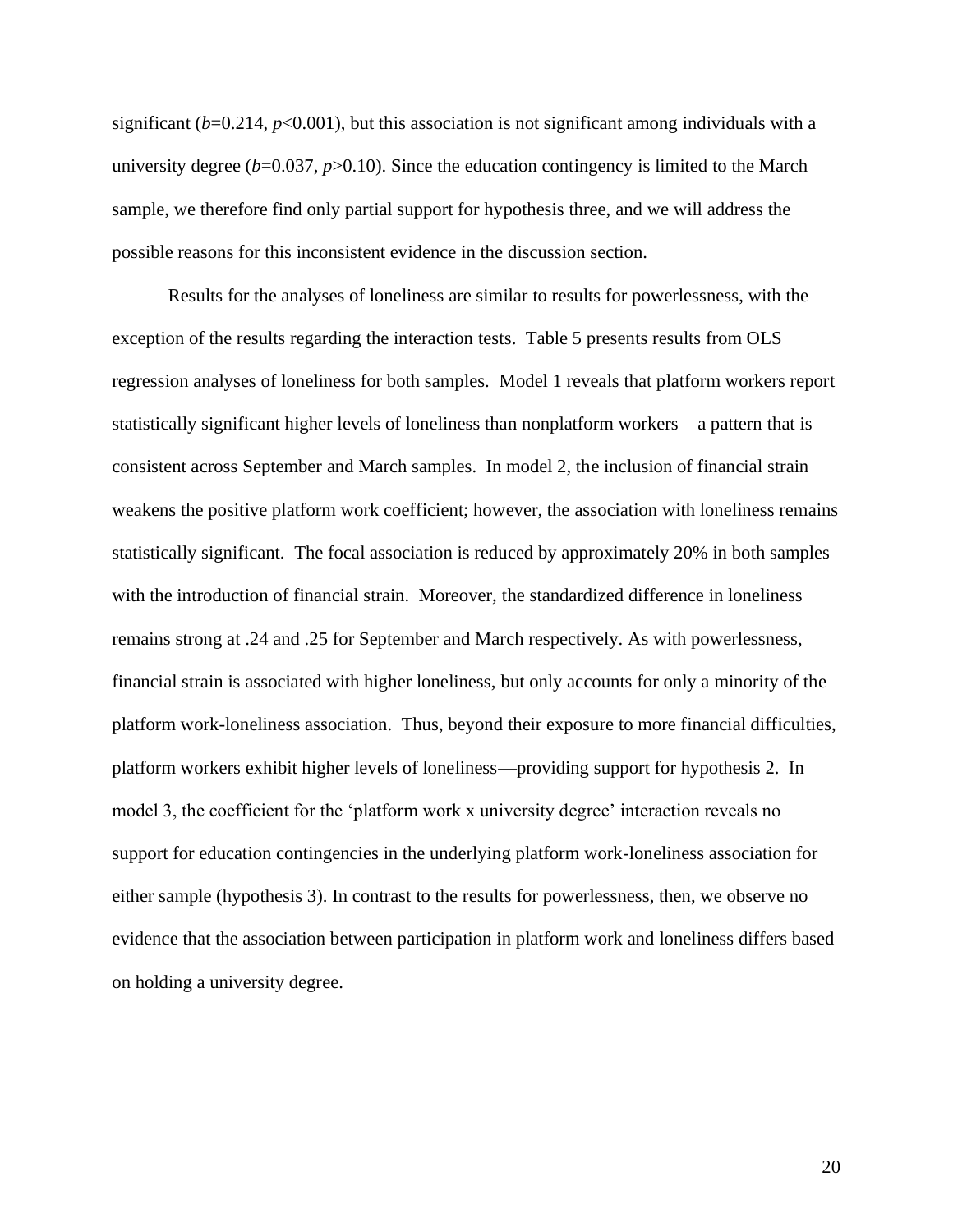significant ($b$=0.214, $p$<0.001), but this association is not significant among individuals with a university degree ($b$=0.037, $p$>0.10). Since the education contingency is limited to the March sample, we therefore find only partial support for hypothesis three, and we will address the possible reasons for this inconsistent evidence in the discussion section.

Results for the analyses of loneliness are similar to results for powerlessness, with the exception of the results regarding the interaction tests. Table 5 presents results from OLS regression analyses of loneliness for both samples. Model 1 reveals that platform workers report statistically significant higher levels of loneliness than nonplatform workers—a pattern that is consistent across September and March samples. In model 2, the inclusion of financial strain weakens the positive platform work coefficient; however, the association with loneliness remains statistically significant. The focal association is reduced by approximately 20% in both samples with the introduction of financial strain. Moreover, the standardized difference in loneliness remains strong at .24 and .25 for September and March respectively. As with powerlessness, financial strain is associated with higher loneliness, but only accounts for only a minority of the platform work-loneliness association. Thus, beyond their exposure to more financial difficulties, platform workers exhibit higher levels of loneliness—providing support for hypothesis 2. In model 3, the coefficient for the 'platform work x university degree' interaction reveals no support for education contingencies in the underlying platform work-loneliness association for either sample (hypothesis 3). In contrast to the results for powerlessness, then, we observe no evidence that the association between participation in platform work and loneliness differs based on holding a university degree.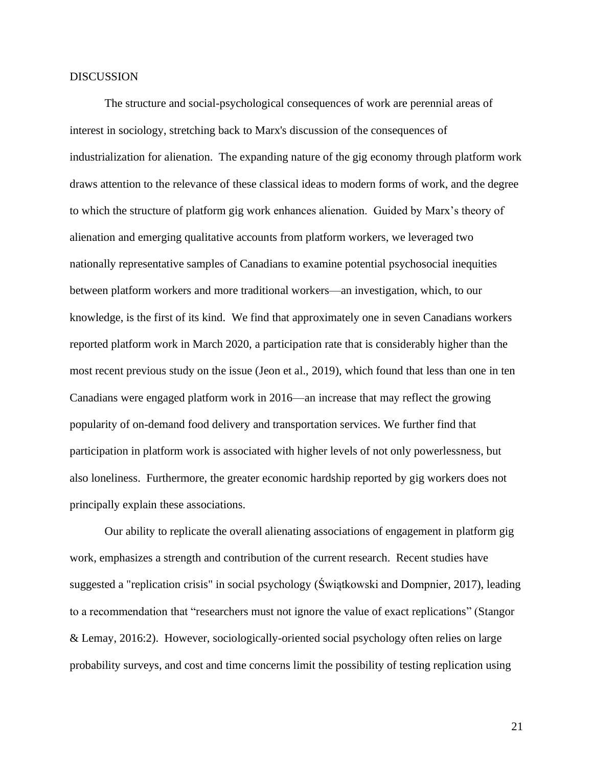## DISCUSSION

The structure and social-psychological consequences of work are perennial areas of interest in sociology, stretching back to Marx's discussion of the consequences of industrialization for alienation. The expanding nature of the gig economy through platform work draws attention to the relevance of these classical ideas to modern forms of work, and the degree to which the structure of platform gig work enhances alienation. Guided by Marx's theory of alienation and emerging qualitative accounts from platform workers, we leveraged two nationally representative samples of Canadians to examine potential psychosocial inequities between platform workers and more traditional workers—an investigation, which, to our knowledge, is the first of its kind. We find that approximately one in seven Canadians workers reported platform work in March 2020, a participation rate that is considerably higher than the most recent previous study on the issue (Jeon et al., 2019), which found that less than one in ten Canadians were engaged platform work in 2016—an increase that may reflect the growing popularity of on-demand food delivery and transportation services. We further find that participation in platform work is associated with higher levels of not only powerlessness, but also loneliness. Furthermore, the greater economic hardship reported by gig workers does not principally explain these associations.

Our ability to replicate the overall alienating associations of engagement in platform gig work, emphasizes a strength and contribution of the current research. Recent studies have suggested a "replication crisis" in social psychology (Świątkowski and Dompnier, 2017), leading to a recommendation that "researchers must not ignore the value of exact replications" (Stangor & Lemay, 2016:2). However, sociologically-oriented social psychology often relies on large probability surveys, and cost and time concerns limit the possibility of testing replication using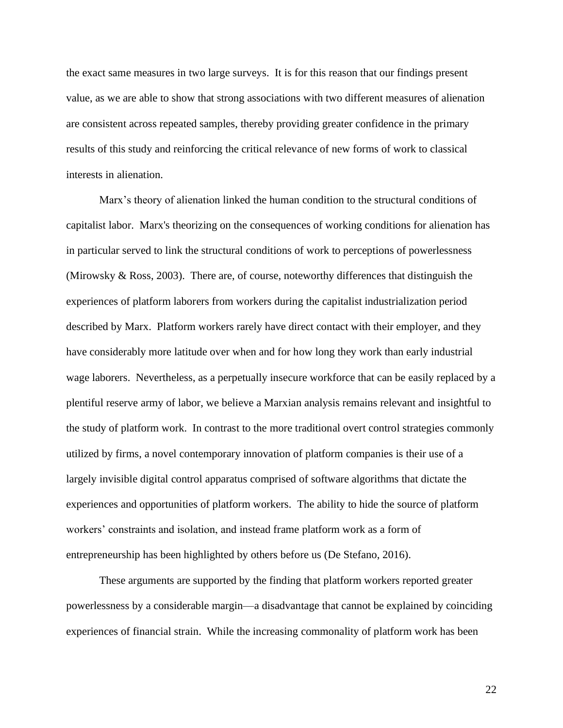the exact same measures in two large surveys. It is for this reason that our findings present value, as we are able to show that strong associations with two different measures of alienation are consistent across repeated samples, thereby providing greater confidence in the primary results of this study and reinforcing the critical relevance of new forms of work to classical interests in alienation.

Marx's theory of alienation linked the human condition to the structural conditions of capitalist labor. Marx's theorizing on the consequences of working conditions for alienation has in particular served to link the structural conditions of work to perceptions of powerlessness (Mirowsky & Ross, 2003). There are, of course, noteworthy differences that distinguish the experiences of platform laborers from workers during the capitalist industrialization period described by Marx. Platform workers rarely have direct contact with their employer, and they have considerably more latitude over when and for how long they work than early industrial wage laborers. Nevertheless, as a perpetually insecure workforce that can be easily replaced by a plentiful reserve army of labor, we believe a Marxian analysis remains relevant and insightful to the study of platform work. In contrast to the more traditional overt control strategies commonly utilized by firms, a novel contemporary innovation of platform companies is their use of a largely invisible digital control apparatus comprised of software algorithms that dictate the experiences and opportunities of platform workers. The ability to hide the source of platform workers' constraints and isolation, and instead frame platform work as a form of entrepreneurship has been highlighted by others before us (De Stefano, 2016).

These arguments are supported by the finding that platform workers reported greater powerlessness by a considerable margin—a disadvantage that cannot be explained by coinciding experiences of financial strain. While the increasing commonality of platform work has been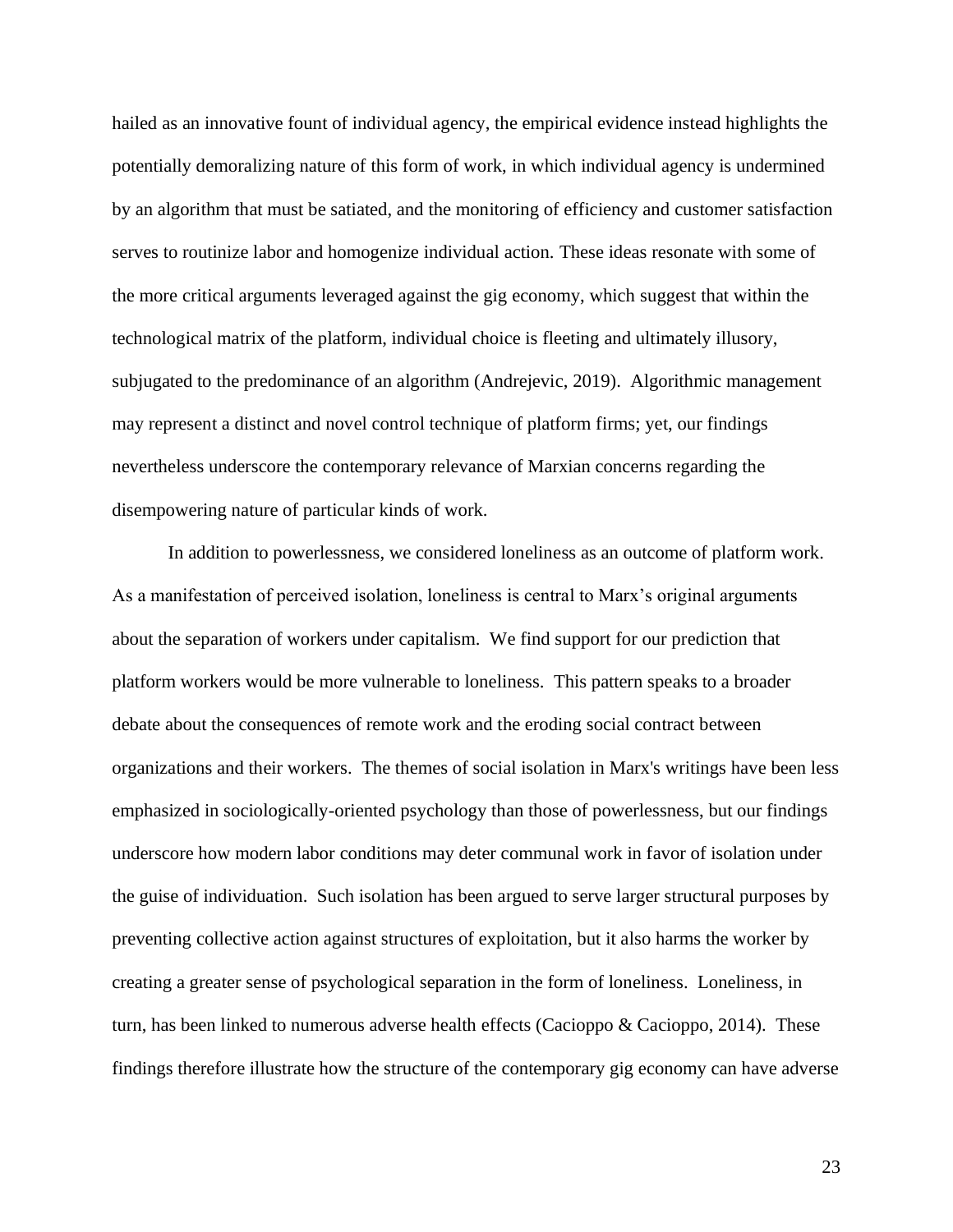hailed as an innovative fount of individual agency, the empirical evidence instead highlights the potentially demoralizing nature of this form of work, in which individual agency is undermined by an algorithm that must be satiated, and the monitoring of efficiency and customer satisfaction serves to routinize labor and homogenize individual action. These ideas resonate with some of the more critical arguments leveraged against the gig economy, which suggest that within the technological matrix of the platform, individual choice is fleeting and ultimately illusory, subjugated to the predominance of an algorithm (Andrejevic, 2019). Algorithmic management may represent a distinct and novel control technique of platform firms; yet, our findings nevertheless underscore the contemporary relevance of Marxian concerns regarding the disempowering nature of particular kinds of work.

In addition to powerlessness, we considered loneliness as an outcome of platform work. As a manifestation of perceived isolation, loneliness is central to Marx's original arguments about the separation of workers under capitalism. We find support for our prediction that platform workers would be more vulnerable to loneliness. This pattern speaks to a broader debate about the consequences of remote work and the eroding social contract between organizations and their workers. The themes of social isolation in Marx's writings have been less emphasized in sociologically-oriented psychology than those of powerlessness, but our findings underscore how modern labor conditions may deter communal work in favor of isolation under the guise of individuation. Such isolation has been argued to serve larger structural purposes by preventing collective action against structures of exploitation, but it also harms the worker by creating a greater sense of psychological separation in the form of loneliness. Loneliness, in turn, has been linked to numerous adverse health effects (Cacioppo & Cacioppo, 2014). These findings therefore illustrate how the structure of the contemporary gig economy can have adverse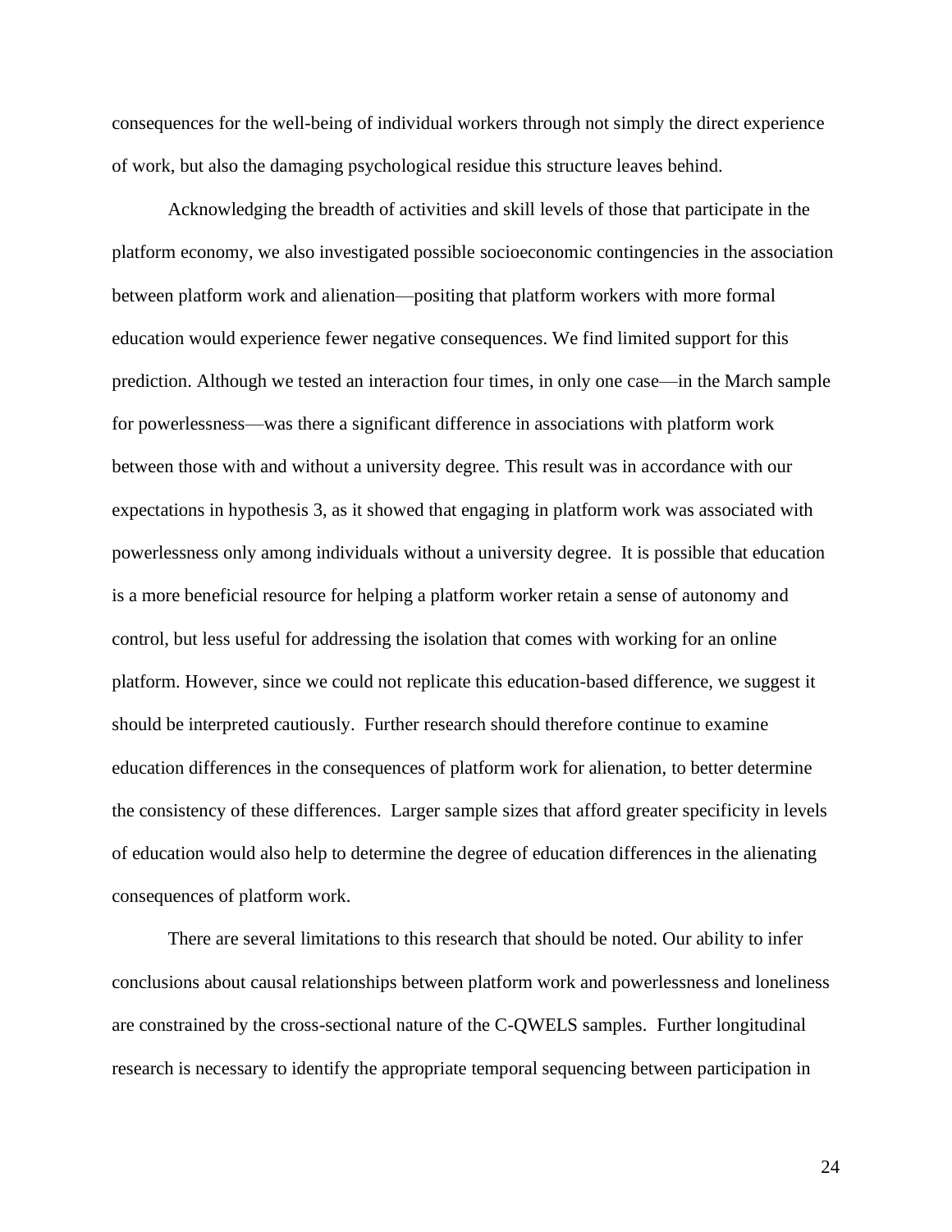consequences for the well-being of individual workers through not simply the direct experience of work, but also the damaging psychological residue this structure leaves behind.

Acknowledging the breadth of activities and skill levels of those that participate in the platform economy, we also investigated possible socioeconomic contingencies in the association between platform work and alienation—positing that platform workers with more formal education would experience fewer negative consequences. We find limited support for this prediction. Although we tested an interaction four times, in only one case—in the March sample for powerlessness—was there a significant difference in associations with platform work between those with and without a university degree. This result was in accordance with our expectations in hypothesis 3, as it showed that engaging in platform work was associated with powerlessness only among individuals without a university degree. It is possible that education is a more beneficial resource for helping a platform worker retain a sense of autonomy and control, but less useful for addressing the isolation that comes with working for an online platform. However, since we could not replicate this education-based difference, we suggest it should be interpreted cautiously. Further research should therefore continue to examine education differences in the consequences of platform work for alienation, to better determine the consistency of these differences. Larger sample sizes that afford greater specificity in levels of education would also help to determine the degree of education differences in the alienating consequences of platform work.

There are several limitations to this research that should be noted. Our ability to infer conclusions about causal relationships between platform work and powerlessness and loneliness are constrained by the cross-sectional nature of the C-QWELS samples. Further longitudinal research is necessary to identify the appropriate temporal sequencing between participation in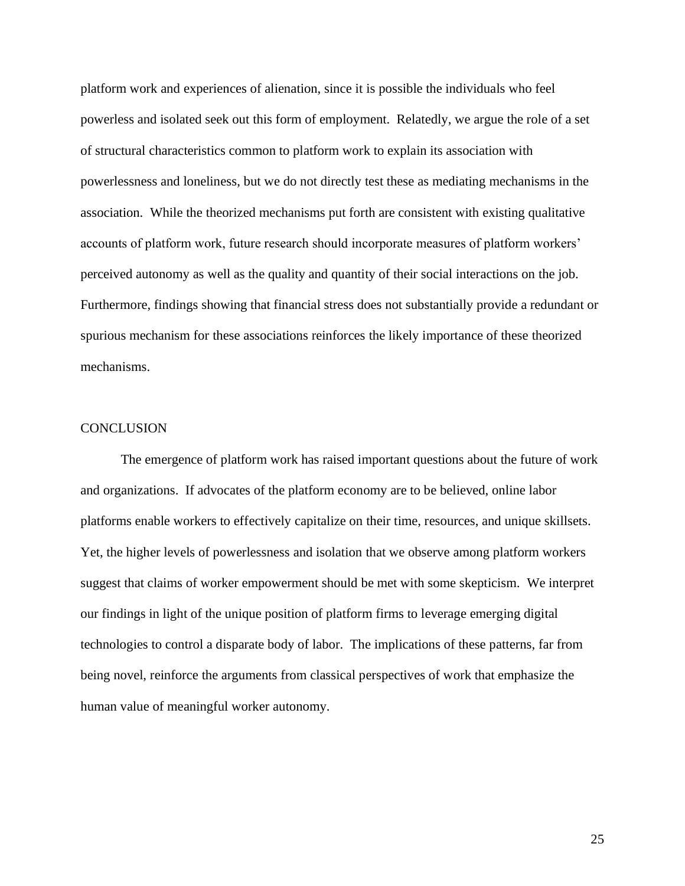platform work and experiences of alienation, since it is possible the individuals who feel powerless and isolated seek out this form of employment. Relatedly, we argue the role of a set of structural characteristics common to platform work to explain its association with powerlessness and loneliness, but we do not directly test these as mediating mechanisms in the association. While the theorized mechanisms put forth are consistent with existing qualitative accounts of platform work, future research should incorporate measures of platform workers' perceived autonomy as well as the quality and quantity of their social interactions on the job. Furthermore, findings showing that financial stress does not substantially provide a redundant or spurious mechanism for these associations reinforces the likely importance of these theorized mechanisms.

## CONCLUSION

The emergence of platform work has raised important questions about the future of work and organizations. If advocates of the platform economy are to be believed, online labor platforms enable workers to effectively capitalize on their time, resources, and unique skillsets. Yet, the higher levels of powerlessness and isolation that we observe among platform workers suggest that claims of worker empowerment should be met with some skepticism. We interpret our findings in light of the unique position of platform firms to leverage emerging digital technologies to control a disparate body of labor. The implications of these patterns, far from being novel, reinforce the arguments from classical perspectives of work that emphasize the human value of meaningful worker autonomy.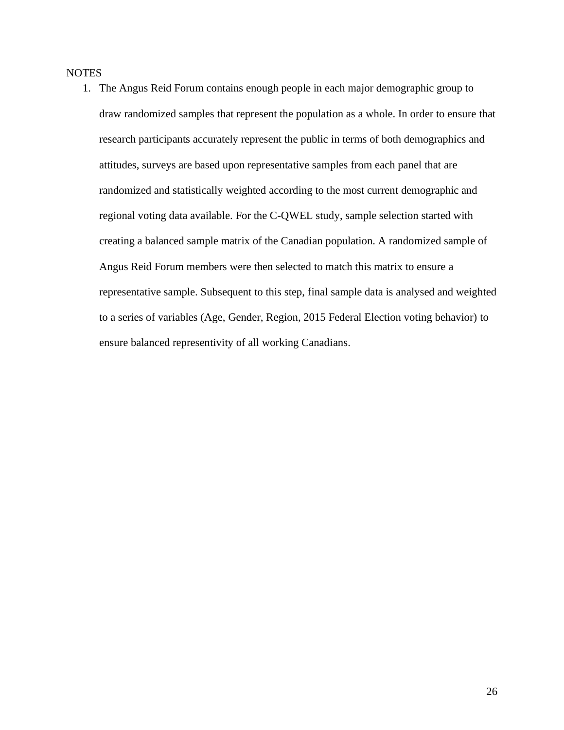NOTES

1. The Angus Reid Forum contains enough people in each major demographic group to draw randomized samples that represent the population as a whole. In order to ensure that research participants accurately represent the public in terms of both demographics and attitudes, surveys are based upon representative samples from each panel that are randomized and statistically weighted according to the most current demographic and regional voting data available. For the C-QWEL study, sample selection started with creating a balanced sample matrix of the Canadian population. A randomized sample of Angus Reid Forum members were then selected to match this matrix to ensure a representative sample. Subsequent to this step, final sample data is analysed and weighted to a series of variables (Age, Gender, Region, 2015 Federal Election voting behavior) to ensure balanced representivity of all working Canadians.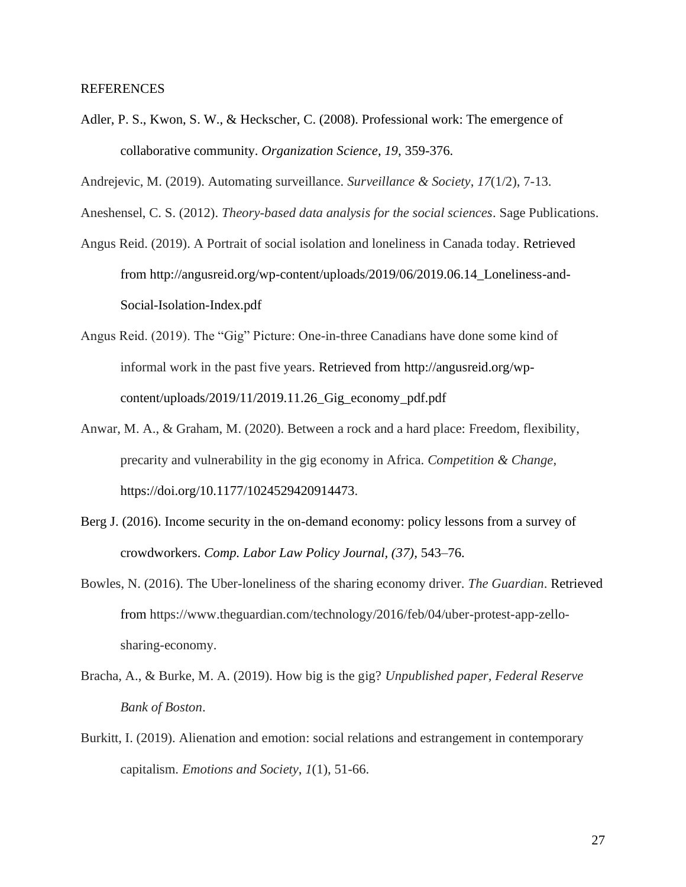# REFERENCES

Adler, P. S., Kwon, S. W., & Heckscher, C. (2008). Professional work: The emergence of collaborative community. *Organization Science*, *19*, 359-376.

Andrejevic, M. (2019). Automating surveillance. *Surveillance & Society*, *17*(1/2), 7-13.

Aneshensel, C. S. (2012). *Theory-based data analysis for the social sciences*. Sage Publications.

Angus Reid. (2019). A Portrait of social isolation and loneliness in Canada today. Retrieved from http://angusreid.org/wp-content/uploads/2019/06/2019.06.14_Loneliness-and-Social-Isolation-Index.pdf

Angus Reid. (2019). The "Gig" Picture: One-in-three Canadians have done some kind of informal work in the past five years. Retrieved from http://angusreid.org/wp-content/uploads/2019/11/2019.11.26_Gig_economy_pdf.pdf

Anwar, M. A., & Graham, M. (2020). Between a rock and a hard place: Freedom, flexibility, precarity and vulnerability in the gig economy in Africa. *Competition & Change*, https://doi.org/10.1177/1024529420914473.

Berg J. (2016). Income security in the on-demand economy: policy lessons from a survey of crowdworkers. *Comp. Labor Law Policy Journal, (37)*, 543–76.

Bowles, N. (2016). The Uber-loneliness of the sharing economy driver. *The Guardian*. Retrieved from https://www.theguardian.com/technology/2016/feb/04/uber-protest-app-zello-sharing-economy.

Bracha, A., & Burke, M. A. (2019). How big is the gig? *Unpublished paper, Federal Reserve Bank of Boston*.

Burkitt, I. (2019). Alienation and emotion: social relations and estrangement in contemporary capitalism. *Emotions and Society*, *1*(1), 51-66.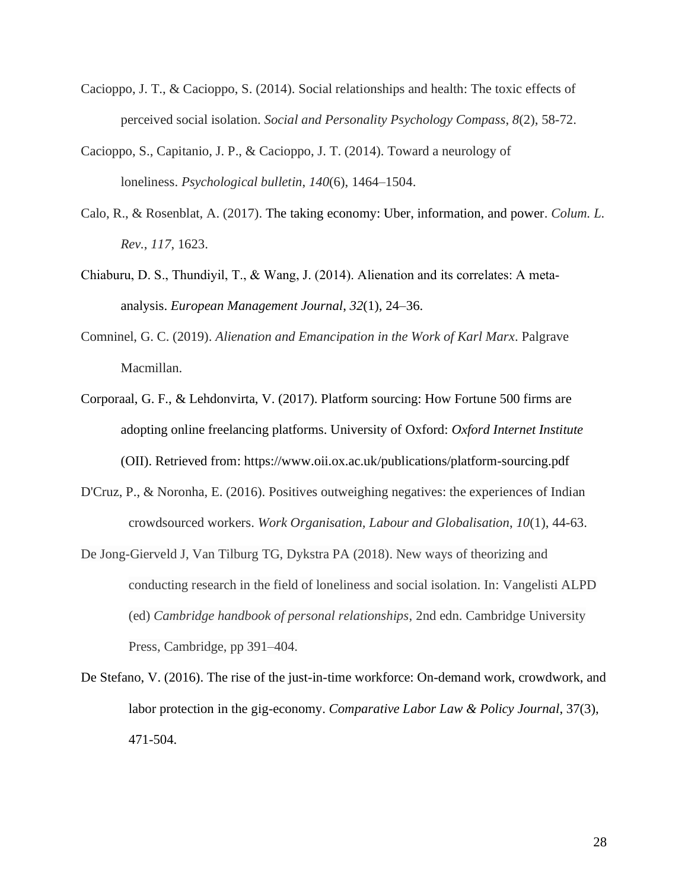Cacioppo, J. T., & Cacioppo, S. (2014). Social relationships and health: The toxic effects of perceived social isolation. *Social and Personality Psychology Compass*, *8*(2), 58-72.

Cacioppo, S., Capitanio, J. P., & Cacioppo, J. T. (2014). Toward a neurology of loneliness. *Psychological bulletin*, *140*(6), 1464–1504.

Calo, R., & Rosenblat, A. (2017). The taking economy: Uber, information, and power. *Colum. L. Rev.*, *117*, 1623.

Chiaburu, D. S., Thundiyil, T., & Wang, J. (2014). Alienation and its correlates: A meta-analysis. *European Management Journal*, *32*(1), 24–36.

Comninel, G. C. (2019). *Alienation and Emancipation in the Work of Karl Marx*. Palgrave Macmillan.

Corporaal, G. F., & Lehdonvirta, V. (2017). Platform sourcing: How Fortune 500 firms are adopting online freelancing platforms. University of Oxford: *Oxford Internet Institute* (OII). Retrieved from: https://www.oii.ox.ac.uk/publications/platform-sourcing.pdf

D'Cruz, P., & Noronha, E. (2016). Positives outweighing negatives: the experiences of Indian crowdsourced workers. *Work Organisation, Labour and Globalisation*, *10*(1), 44-63.

De Jong-Gierveld J, Van Tilburg TG, Dykstra PA (2018). New ways of theorizing and conducting research in the field of loneliness and social isolation. In: Vangelisti ALPD (ed) *Cambridge handbook of personal relationships*, 2nd edn. Cambridge University Press, Cambridge, pp 391–404.

De Stefano, V. (2016). The rise of the just-in-time workforce: On-demand work, crowdwork, and labor protection in the gig-economy. *Comparative Labor Law & Policy Journal*, 37(3), 471-504.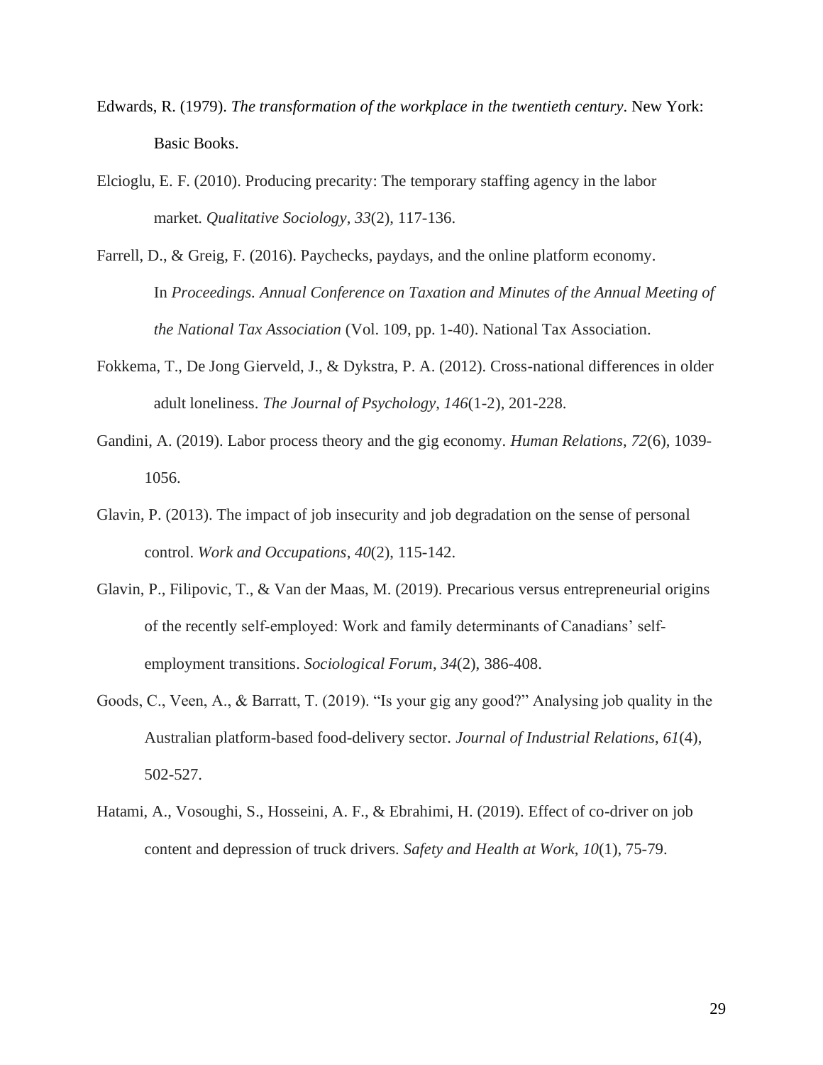Edwards, R. (1979). *The transformation of the workplace in the twentieth century*. New York: Basic Books.

Elcioglu, E. F. (2010). Producing precarity: The temporary staffing agency in the labor market. *Qualitative Sociology*, *33*(2), 117-136.

Farrell, D., & Greig, F. (2016). Paychecks, paydays, and the online platform economy. In *Proceedings. Annual Conference on Taxation and Minutes of the Annual Meeting of the National Tax Association* (Vol. 109, pp. 1-40). National Tax Association.

Fokkema, T., De Jong Gierveld, J., & Dykstra, P. A. (2012). Cross-national differences in older adult loneliness. *The Journal of Psychology*, *146*(1-2), 201-228.

Gandini, A. (2019). Labor process theory and the gig economy. *Human Relations*, *72*(6), 1039-1056.

Glavin, P. (2013). The impact of job insecurity and job degradation on the sense of personal control. *Work and Occupations*, *40*(2), 115-142.

Glavin, P., Filipovic, T., & Van der Maas, M. (2019). Precarious versus entrepreneurial origins of the recently self-employed: Work and family determinants of Canadians' self-employment transitions. *Sociological Forum*, *34*(2), 386-408.

Goods, C., Veen, A., & Barratt, T. (2019). "Is your gig any good?" Analysing job quality in the Australian platform-based food-delivery sector. *Journal of Industrial Relations*, *61*(4), 502-527.

Hatami, A., Vosoughi, S., Hosseini, A. F., & Ebrahimi, H. (2019). Effect of co-driver on job content and depression of truck drivers. *Safety and Health at Work*, *10*(1), 75-79.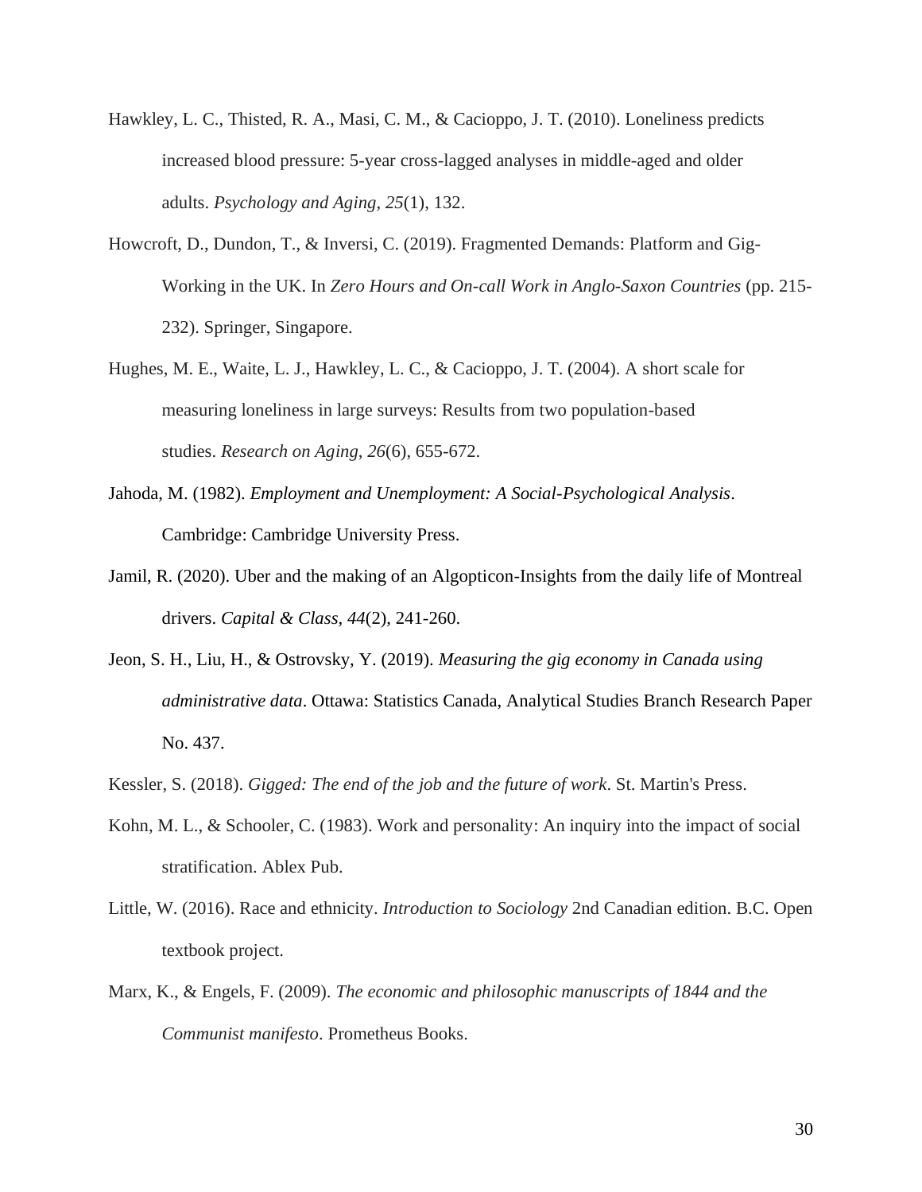Hawkley, L. C., Thisted, R. A., Masi, C. M., & Cacioppo, J. T. (2010). Loneliness predicts increased blood pressure: 5-year cross-lagged analyses in middle-aged and older adults. *Psychology and Aging*, *25*(1), 132.

Howcroft, D., Dundon, T., & Inversi, C. (2019). Fragmented Demands: Platform and Gig-Working in the UK. In *Zero Hours and On-call Work in Anglo-Saxon Countries* (pp. 215-232). Springer, Singapore.

Hughes, M. E., Waite, L. J., Hawkley, L. C., & Cacioppo, J. T. (2004). A short scale for measuring loneliness in large surveys: Results from two population-based studies. *Research on Aging*, *26*(6), 655-672.

Jahoda, M. (1982). *Employment and Unemployment: A Social-Psychological Analysis*. Cambridge: Cambridge University Press.

Jamil, R. (2020). Uber and the making of an Algopticon-Insights from the daily life of Montreal drivers. *Capital & Class, 44*(2), 241-260.

Jeon, S. H., Liu, H., & Ostrovsky, Y. (2019). *Measuring the gig economy in Canada using administrative data*. Ottawa: Statistics Canada, Analytical Studies Branch Research Paper No. 437.

Kessler, S. (2018). *Gigged: The end of the job and the future of work*. St. Martin's Press.

Kohn, M. L., & Schooler, C. (1983). Work and personality: An inquiry into the impact of social stratification. Ablex Pub.

Little, W. (2016). Race and ethnicity. *Introduction to Sociology* 2nd Canadian edition. B.C. Open textbook project.

Marx, K., & Engels, F. (2009). *The economic and philosophic manuscripts of 1844 and the Communist manifesto*. Prometheus Books.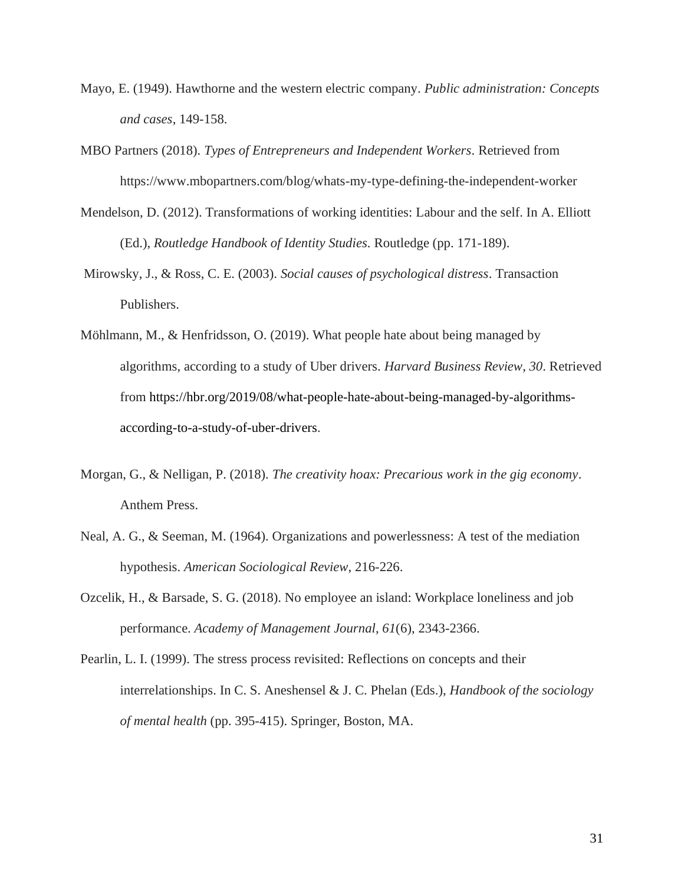Mayo, E. (1949). Hawthorne and the western electric company. *Public administration: Concepts and cases*, 149-158.

MBO Partners (2018). *Types of Entrepreneurs and Independent Workers*. Retrieved from https://www.mbopartners.com/blog/whats-my-type-defining-the-independent-worker

Mendelson, D. (2012). Transformations of working identities: Labour and the self. In A. Elliott (Ed.), *Routledge Handbook of Identity Studies.* Routledge (pp. 171-189).

Mirowsky, J., & Ross, C. E. (2003). *Social causes of psychological distress*. Transaction Publishers.

Möhlmann, M., & Henfridsson, O. (2019). What people hate about being managed by algorithms, according to a study of Uber drivers. *Harvard Business Review*, *30*. Retrieved from https://hbr.org/2019/08/what-people-hate-about-being-managed-by-algorithms-according-to-a-study-of-uber-drivers.

Morgan, G., & Nelligan, P. (2018). *The creativity hoax: Precarious work in the gig economy*. Anthem Press.

Neal, A. G., & Seeman, M. (1964). Organizations and powerlessness: A test of the mediation hypothesis. *American Sociological Review*, 216-226.

Ozcelik, H., & Barsade, S. G. (2018). No employee an island: Workplace loneliness and job performance. *Academy of Management Journal*, *61*(6), 2343-2366.

Pearlin, L. I. (1999). The stress process revisited: Reflections on concepts and their interrelationships. In C. S. Aneshensel & J. C. Phelan (Eds.), *Handbook of the sociology of mental health* (pp. 395-415). Springer, Boston, MA.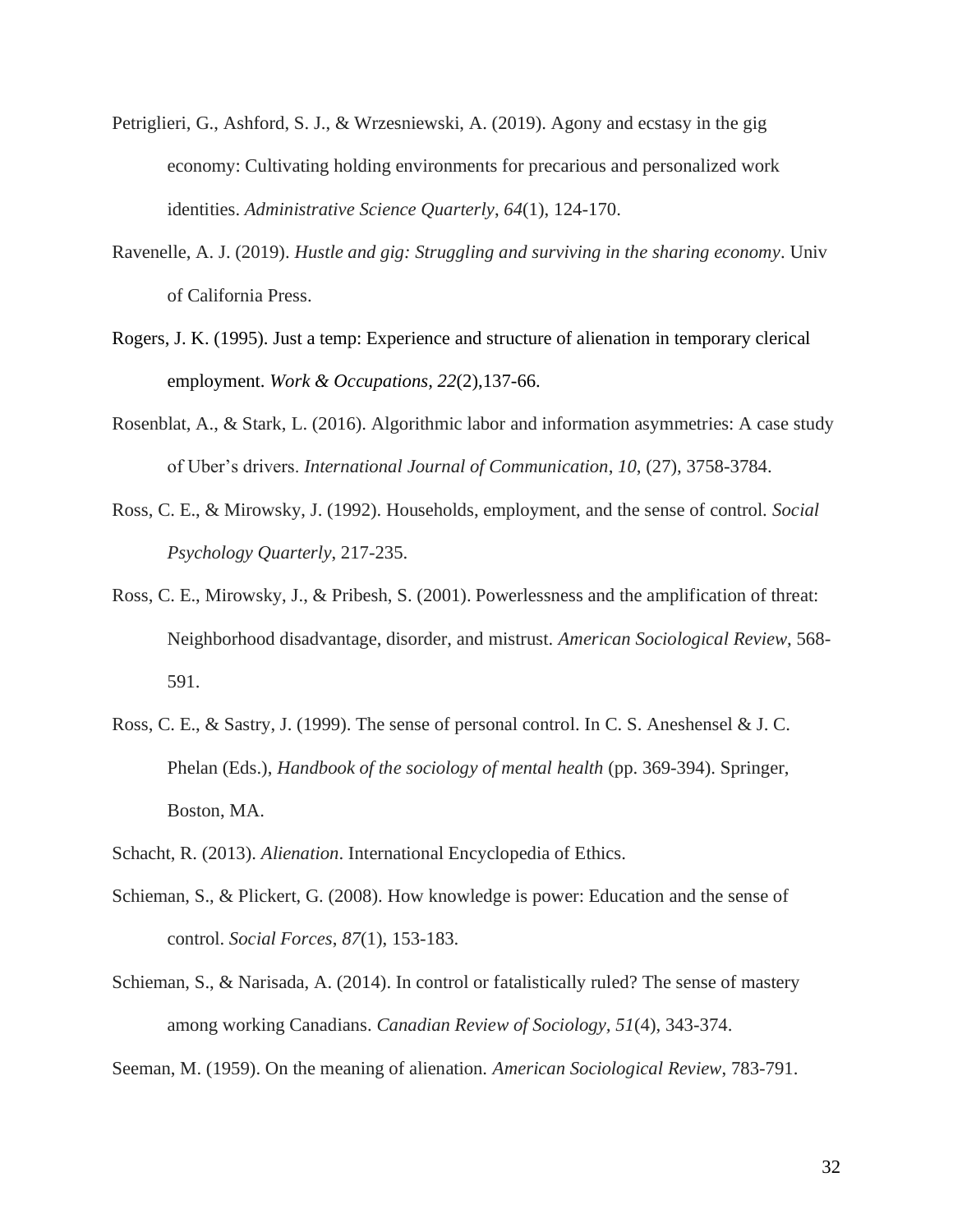Petriglieri, G., Ashford, S. J., & Wrzesniewski, A. (2019). Agony and ecstasy in the gig economy: Cultivating holding environments for precarious and personalized work identities. *Administrative Science Quarterly*, *64*(1), 124-170.

Ravenelle, A. J. (2019). *Hustle and gig: Struggling and surviving in the sharing economy*. Univ of California Press.

Rogers, J. K. (1995). Just a temp: Experience and structure of alienation in temporary clerical employment. *Work & Occupations, 22*(2),137-66.

Rosenblat, A., & Stark, L. (2016). Algorithmic labor and information asymmetries: A case study of Uber's drivers. *International Journal of Communication, 10*, (27), 3758-3784.

Ross, C. E., & Mirowsky, J. (1992). Households, employment, and the sense of control. *Social Psychology Quarterly*, 217-235.

Ross, C. E., Mirowsky, J., & Pribesh, S. (2001). Powerlessness and the amplification of threat: Neighborhood disadvantage, disorder, and mistrust. *American Sociological Review*, 568-591.

Ross, C. E., & Sastry, J. (1999). The sense of personal control. In C. S. Aneshensel & J. C. Phelan (Eds.), *Handbook of the sociology of mental health* (pp. 369-394). Springer, Boston, MA.

Schacht, R. (2013). *Alienation*. International Encyclopedia of Ethics.

Schieman, S., & Plickert, G. (2008). How knowledge is power: Education and the sense of control. *Social Forces*, *87*(1), 153-183.

Schieman, S., & Narisada, A. (2014). In control or fatalistically ruled? The sense of mastery among working Canadians. *Canadian Review of Sociology, 51*(4), 343-374.

Seeman, M. (1959). On the meaning of alienation. *American Sociological Review*, 783-791.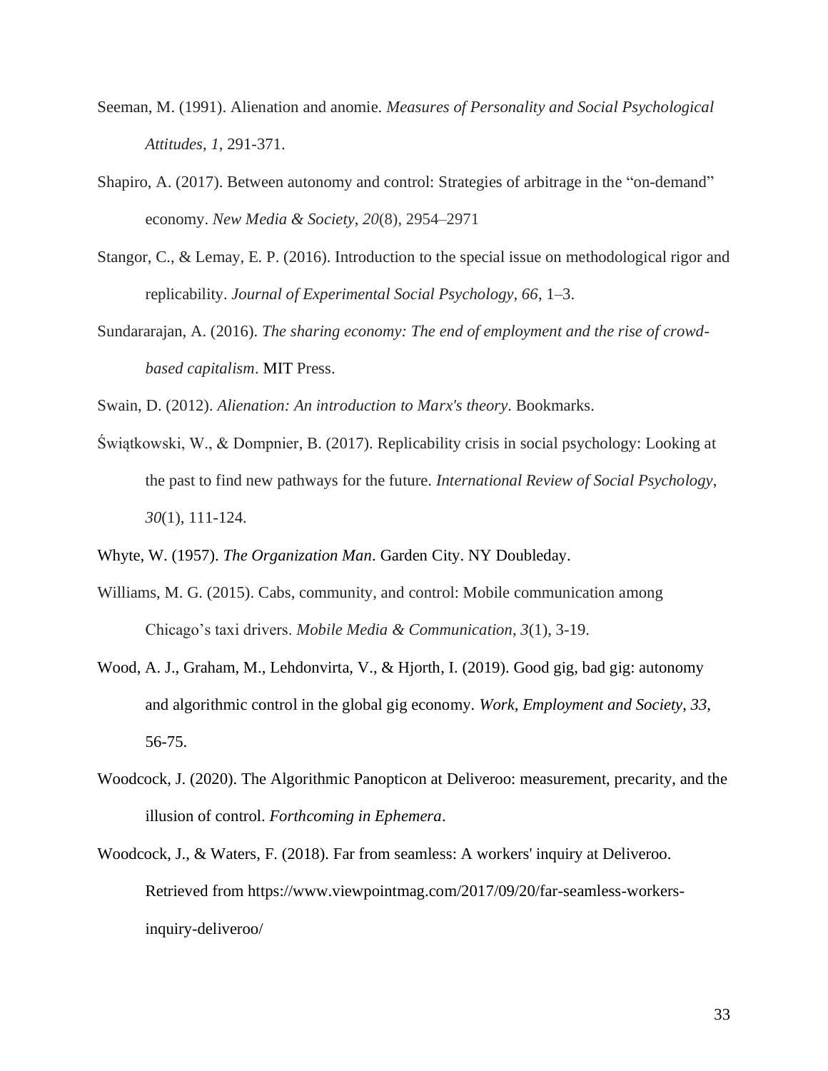Seeman, M. (1991). Alienation and anomie. *Measures of Personality and Social Psychological Attitudes*, *1*, 291-371.

Shapiro, A. (2017). Between autonomy and control: Strategies of arbitrage in the "on-demand" economy. *New Media & Society*, *20*(8), 2954–2971

Stangor, C., & Lemay, E. P. (2016). Introduction to the special issue on methodological rigor and replicability. *Journal of Experimental Social Psychology, 66*, 1–3.

Sundararajan, A. (2016). *The sharing economy: The end of employment and the rise of crowd-based capitalism*. MIT Press.

Swain, D. (2012). *Alienation: An introduction to Marx's theory*. Bookmarks.

Świątkowski, W., & Dompnier, B. (2017). Replicability crisis in social psychology: Looking at the past to find new pathways for the future. *International Review of Social Psychology*, *30*(1), 111-124.

Whyte, W. (1957). *The Organization Man*. Garden City. NY Doubleday.

Williams, M. G. (2015). Cabs, community, and control: Mobile communication among Chicago's taxi drivers. *Mobile Media & Communication*, *3*(1), 3-19.

Wood, A. J., Graham, M., Lehdonvirta, V., & Hjorth, I. (2019). Good gig, bad gig: autonomy and algorithmic control in the global gig economy. *Work, Employment and Society, 33*, 56-75.

Woodcock, J. (2020). The Algorithmic Panopticon at Deliveroo: measurement, precarity, and the illusion of control. *Forthcoming in Ephemera*.

Woodcock, J., & Waters, F. (2018). Far from seamless: A workers' inquiry at Deliveroo. Retrieved from https://www.viewpointmag.com/2017/09/20/far-seamless-workers-inquiry-deliveroo/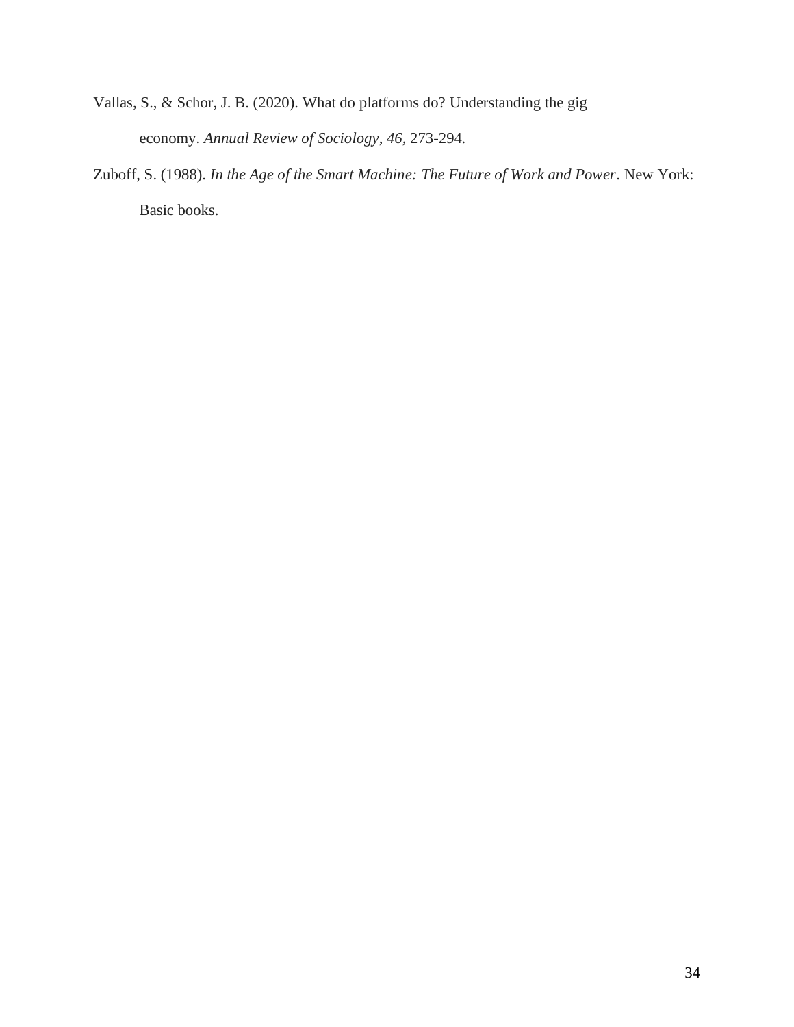Vallas, S., & Schor, J. B. (2020). What do platforms do? Understanding the gig economy. *Annual Review of Sociology*, *46*, 273-294.

Zuboff, S. (1988). *In the Age of the Smart Machine: The Future of Work and Power*. New York: Basic books.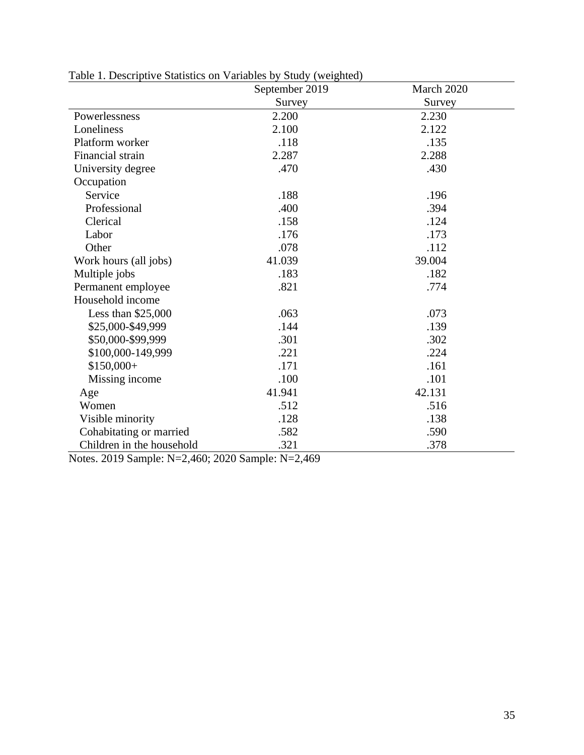Table 1. Descriptive Statistics on Variables by Study (weighted)

| | September 2019 Survey | March 2020 Survey |
|---|---|---|
| Powerlessness | 2.200 | 2.230 |
| Loneliness | 2.100 | 2.122 |
| Platform worker | .118 | .135 |
| Financial strain | 2.287 | 2.288 |
| University degree | .470 | .430 |
| Occupation | | |
| Service | .188 | .196 |
| Professional | .400 | .394 |
| Clerical | .158 | .124 |
| Labor | .176 | .173 |
| Other | .078 | .112 |
| Work hours (all jobs) | 41.039 | 39.004 |
| Multiple jobs | .183 | .182 |
| Permanent employee | .821 | .774 |
| Household income | | |
| Less than $25,000 | .063 | .073 |
| $25,000-$49,999 | .144 | .139 |
| $50,000-$99,999 | .301 | .302 |
| $100,000-149,999 | .221 | .224 |
| $150,000+ | .171 | .161 |
| Missing income | .100 | .101 |
| Age | 41.941 | 42.131 |
| Women | .512 | .516 |
| Visible minority | .128 | .138 |
| Cohabitating or married | .582 | .590 |
| Children in the household | .321 | .378 |

Notes. 2019 Sample: N=2,460; 2020 Sample: N=2,469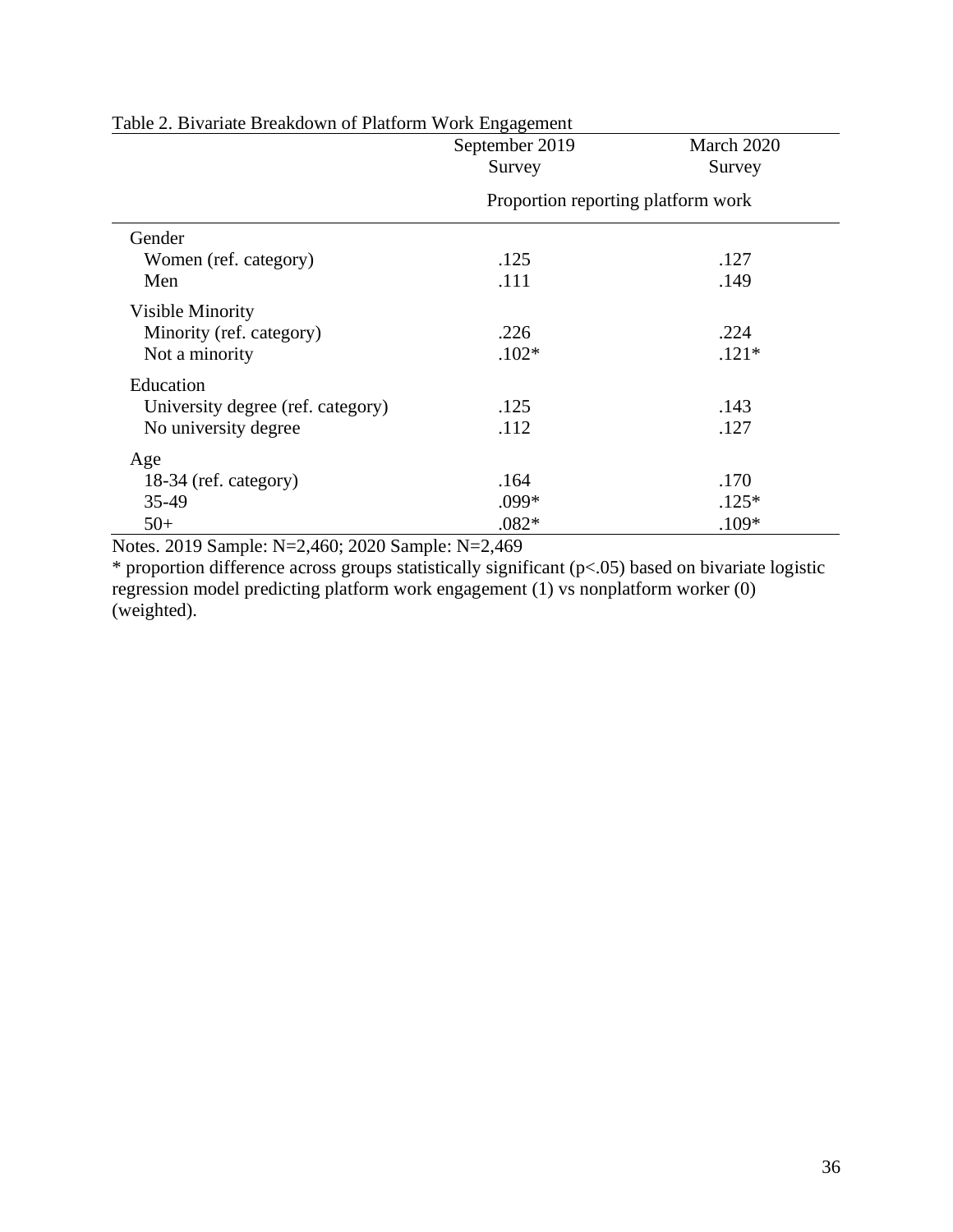Table 2. Bivariate Breakdown of Platform Work Engagement

| | September 2019 Survey | March 2020 Survey |
|---|---|---|
| | Proportion reporting platform work | |
| Gender | | |
| Women (ref. category) | .125 | .127 |
| Men | .111 | .149 |
| Visible Minority | | |
| Minority (ref. category) | .226 | .224 |
| Not a minority | .102* | .121* |
| Education | | |
| University degree (ref. category) | .125 | .143 |
| No university degree | .112 | .127 |
| Age | | |
| 18-34 (ref. category) | .164 | .170 |
| 35-49 | .099* | .125* |
| 50+ | .082* | .109* |

Notes. 2019 Sample: N=2,460; 2020 Sample: N=2,469

* proportion difference across groups statistically significant ($p<.05$) based on bivariate logistic regression model predicting platform work engagement (1) vs nonplatform worker (0) (weighted).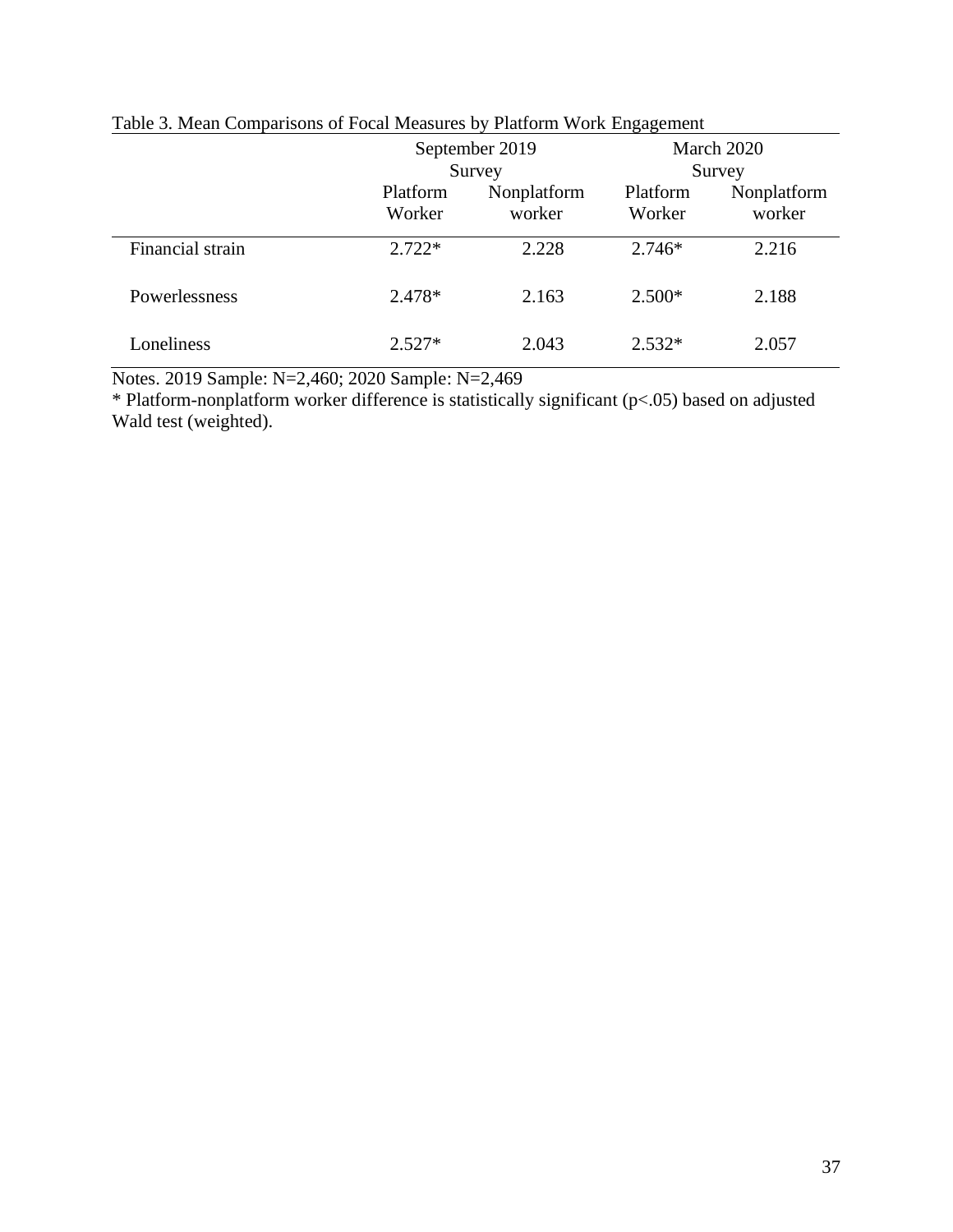Table 3. Mean Comparisons of Focal Measures by Platform Work Engagement

| | September 2019 Survey | | March 2020 Survey | |
|---|---|---|---|---|
| | Platform Worker | Nonplatform worker | Platform Worker | Nonplatform worker |
| Financial strain | 2.722* | 2.228 | 2.746* | 2.216 |
| Powerlessness | 2.478* | 2.163 | 2.500* | 2.188 |
| Loneliness | 2.527* | 2.043 | 2.532* | 2.057 |

Notes. 2019 Sample: N=2,460; 2020 Sample: N=2,469

* Platform-nonplatform worker difference is statistically significant ($p<.05$) based on adjusted Wald test (weighted).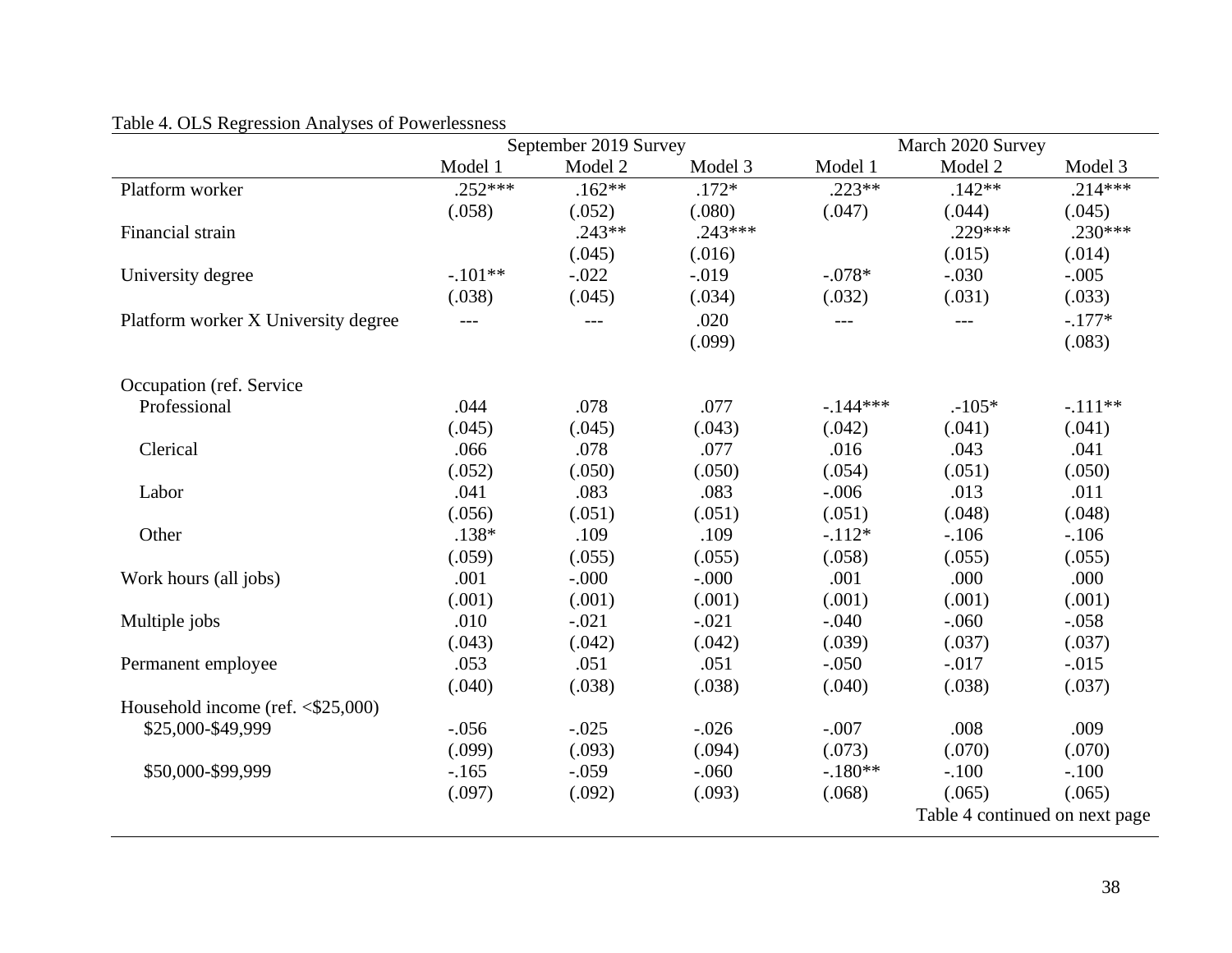Table 4. OLS Regression Analyses of Powerlessness

| | September 2019 Survey | | | March 2020 Survey | | |
|---|---|---|---|---|---|---|
| | Model 1 | Model 2 | Model 3 | Model 1 | Model 2 | Model 3 |
| Platform worker | .252*** | .162** | .172* | .223** | .142** | .214*** |
| | (.058) | (.052) | (.080) | (.047) | (.044) | (.045) |
| Financial strain | | .243** | .243*** | | .229*** | .230*** |
| | | (.045) | (.016) | | (.015) | (.014) |
| University degree | -.101** | -.022 | -.019 | -.078* | -.030 | -.005 |
| | (.038) | (.045) | (.034) | (.032) | (.031) | (.033) |
| Platform worker X University degree | --- | --- | .020 | --- | --- | -.177* |
| | | | (.099) | | | (.083) |
| Occupation (ref. Service | | | | | | |
| Professional | .044 | .078 | .077 | -.144*** | .-105* | -.111** |
| | (.045) | (.045) | (.043) | (.042) | (.041) | (.041) |
| Clerical | .066 | .078 | .077 | .016 | .043 | .041 |
| | (.052) | (.050) | (.050) | (.054) | (.051) | (.050) |
| Labor | .041 | .083 | .083 | -.006 | .013 | .011 |
| | (.056) | (.051) | (.051) | (.051) | (.048) | (.048) |
| Other | .138* | .109 | .109 | -.112* | -.106 | -.106 |
| | (.059) | (.055) | (.055) | (.058) | (.055) | (.055) |
| Work hours (all jobs) | .001 | -.000 | -.000 | .001 | .000 | .000 |
| | (.001) | (.001) | (.001) | (.001) | (.001) | (.001) |
| Multiple jobs | .010 | -.021 | -.021 | -.040 | -.060 | -.058 |
| | (.043) | (.042) | (.042) | (.039) | (.037) | (.037) |
| Permanent employee | .053 | .051 | .051 | -.050 | -.017 | -.015 |
| | (.040) | (.038) | (.038) | (.040) | (.038) | (.037) |
| Household income (ref. <$25,000) | | | | | | |
| $25,000-$49,999 | -.056 | -.025 | -.026 | -.007 | .008 | .009 |
| | (.099) | (.093) | (.094) | (.073) | (.070) | (.070) |
| $50,000-$99,999 | -.165 | -.059 | -.060 | -.180** | -.100 | -.100 |
| | (.097) | (.092) | (.093) | (.068) | (.065) | (.065) |

Table 4 continued on next page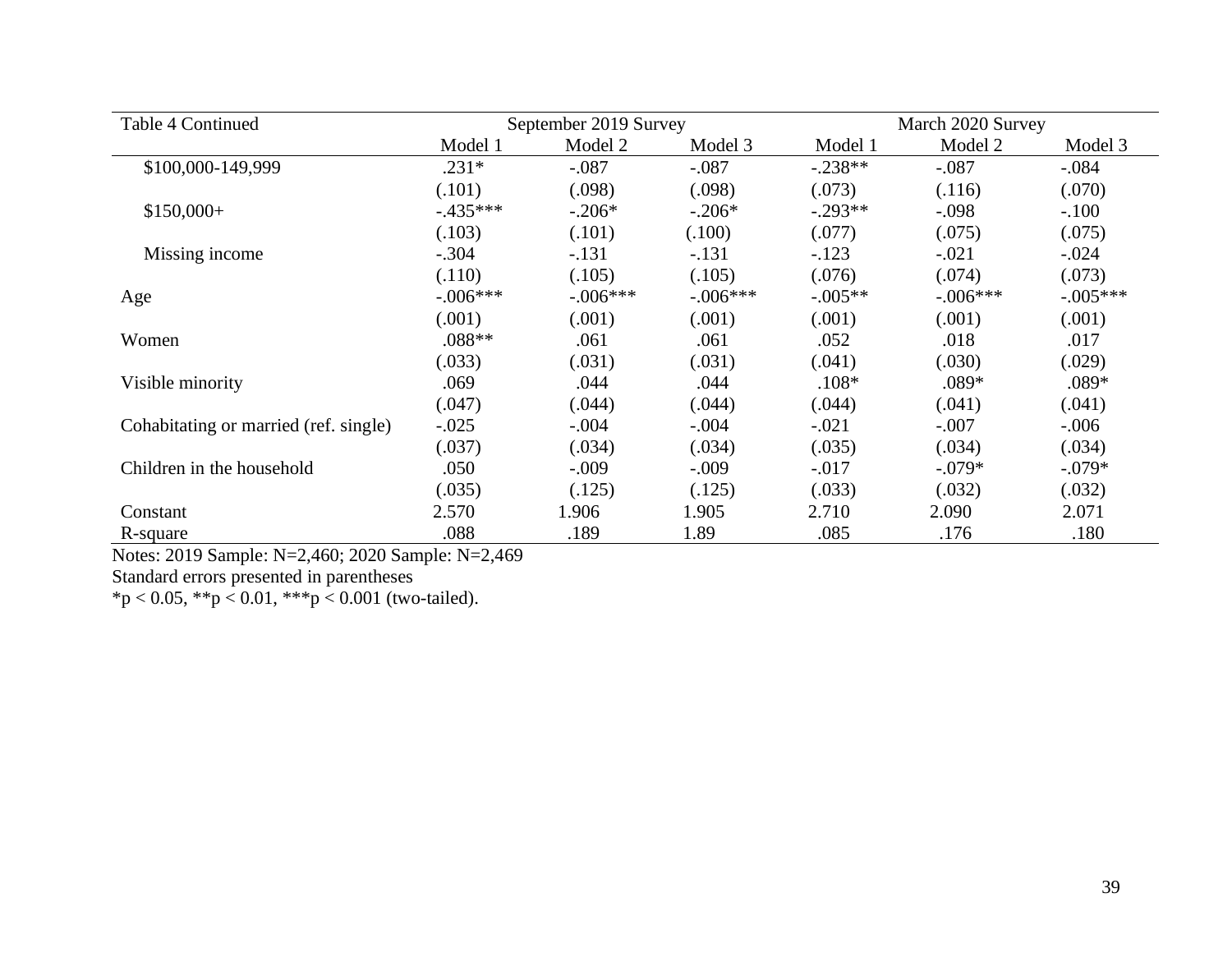| Table 4 Continued | September 2019 Survey | | | March 2020 Survey | | |
|---|---|---|---|---|---|---|
| | Model 1 | Model 2 | Model 3 | Model 1 | Model 2 | Model 3 |
| $100,000-149,999 | .231* | -.087 | -.087 | -.238** | -.087 | -.084 |
| | (.101) | (.098) | (.098) | (.073) | (.116) | (.070) |
| $150,000+ | -.435*** | -.206* | -.206* | -.293** | -.098 | -.100 |
| | (.103) | (.101) | (.100) | (.077) | (.075) | (.075) |
| Missing income | -.304 | -.131 | -.131 | -.123 | -.021 | -.024 |
| | (.110) | (.105) | (.105) | (.076) | (.074) | (.073) |
| Age | -.006*** | -.006*** | -.006*** | -.005** | -.006*** | -.005*** |
| | (.001) | (.001) | (.001) | (.001) | (.001) | (.001) |
| Women | .088** | .061 | .061 | .052 | .018 | .017 |
| | (.033) | (.031) | (.031) | (.041) | (.030) | (.029) |
| Visible minority | .069 | .044 | .044 | .108* | .089* | .089* |
| | (.047) | (.044) | (.044) | (.044) | (.041) | (.041) |
| Cohabitating or married (ref. single) | -.025 | -.004 | -.004 | -.021 | -.007 | -.006 |
| | (.037) | (.034) | (.034) | (.035) | (.034) | (.034) |
| Children in the household | .050 | -.009 | -.009 | -.017 | -.079* | -.079* |
| | (.035) | (.125) | (.125) | (.033) | (.032) | (.032) |
| Constant | 2.570 | 1.906 | 1.905 | 2.710 | 2.090 | 2.071 |
| R-square | .088 | .189 | 1.89 | .085 | .176 | .180 |

Notes: 2019 Sample: N=2,460; 2020 Sample: N=2,469

Standard errors presented in parentheses

*p < 0.05, **p < 0.01, ***p < 0.001 (two-tailed).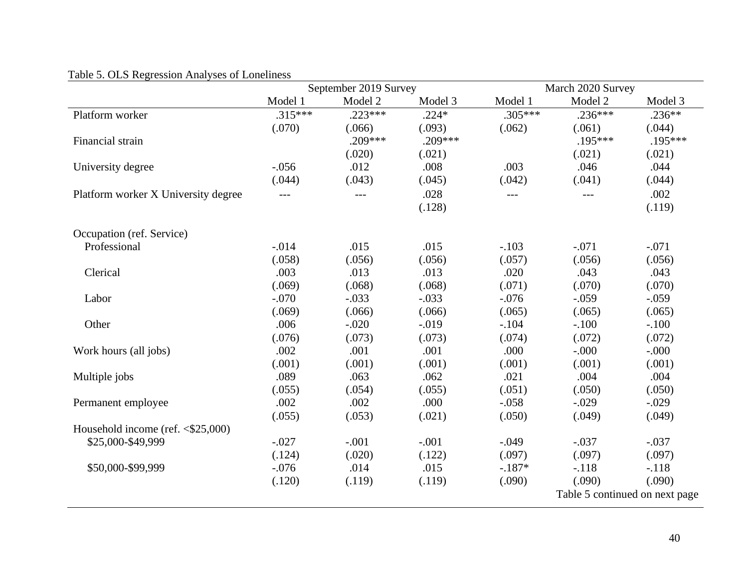Table 5. OLS Regression Analyses of Loneliness

| | September 2019 Survey | | | March 2020 Survey | | |
|---|---|---|---|---|---|---|
| | Model 1 | Model 2 | Model 3 | Model 1 | Model 2 | Model 3 |
| Platform worker | .315*** | .223*** | .224* | .305*** | .236*** | .236** |
| | (.070) | (.066) | (.093) | (.062) | (.061) | (.044) |
| Financial strain | | .209*** | .209*** | | .195*** | .195*** |
| | | (.020) | (.021) | | (.021) | (.021) |
| University degree | -.056 | .012 | .008 | .003 | .046 | .044 |
| | (.044) | (.043) | (.045) | (.042) | (.041) | (.044) |
| Platform worker X University degree | --- | --- | .028 | --- | --- | .002 |
| | | | (.128) | | | (.119) |
| Occupation (ref. Service) | | | | | | |
| Professional | -.014 | .015 | .015 | -.103 | -.071 | -.071 |
| | (.058) | (.056) | (.056) | (.057) | (.056) | (.056) |
| Clerical | .003 | .013 | .013 | .020 | .043 | .043 |
| | (.069) | (.068) | (.068) | (.071) | (.070) | (.070) |
| Labor | -.070 | -.033 | -.033 | -.076 | -.059 | -.059 |
| | (.069) | (.066) | (.066) | (.065) | (.065) | (.065) |
| Other | .006 | -.020 | -.019 | -.104 | -.100 | -.100 |
| | (.076) | (.073) | (.073) | (.074) | (.072) | (.072) |
| Work hours (all jobs) | .002 | .001 | .001 | .000 | -.000 | -.000 |
| | (.001) | (.001) | (.001) | (.001) | (.001) | (.001) |
| Multiple jobs | .089 | .063 | .062 | .021 | .004 | .004 |
| | (.055) | (.054) | (.055) | (.051) | (.050) | (.050) |
| Permanent employee | .002 | .002 | .000 | -.058 | -.029 | -.029 |
| | (.055) | (.053) | (.021) | (.050) | (.049) | (.049) |
| Household income (ref. <$25,000) | | | | | | |
| $25,000-$49,999 | -.027 | -.001 | -.001 | -.049 | -.037 | -.037 |
| | (.124) | (.020) | (.122) | (.097) | (.097) | (.097) |
| $50,000-$99,999 | -.076 | .014 | .015 | -.187* | -.118 | -.118 |
| | (.120) | (.119) | (.119) | (.090) | (.090) | (.090) |

Table 5 continued on next page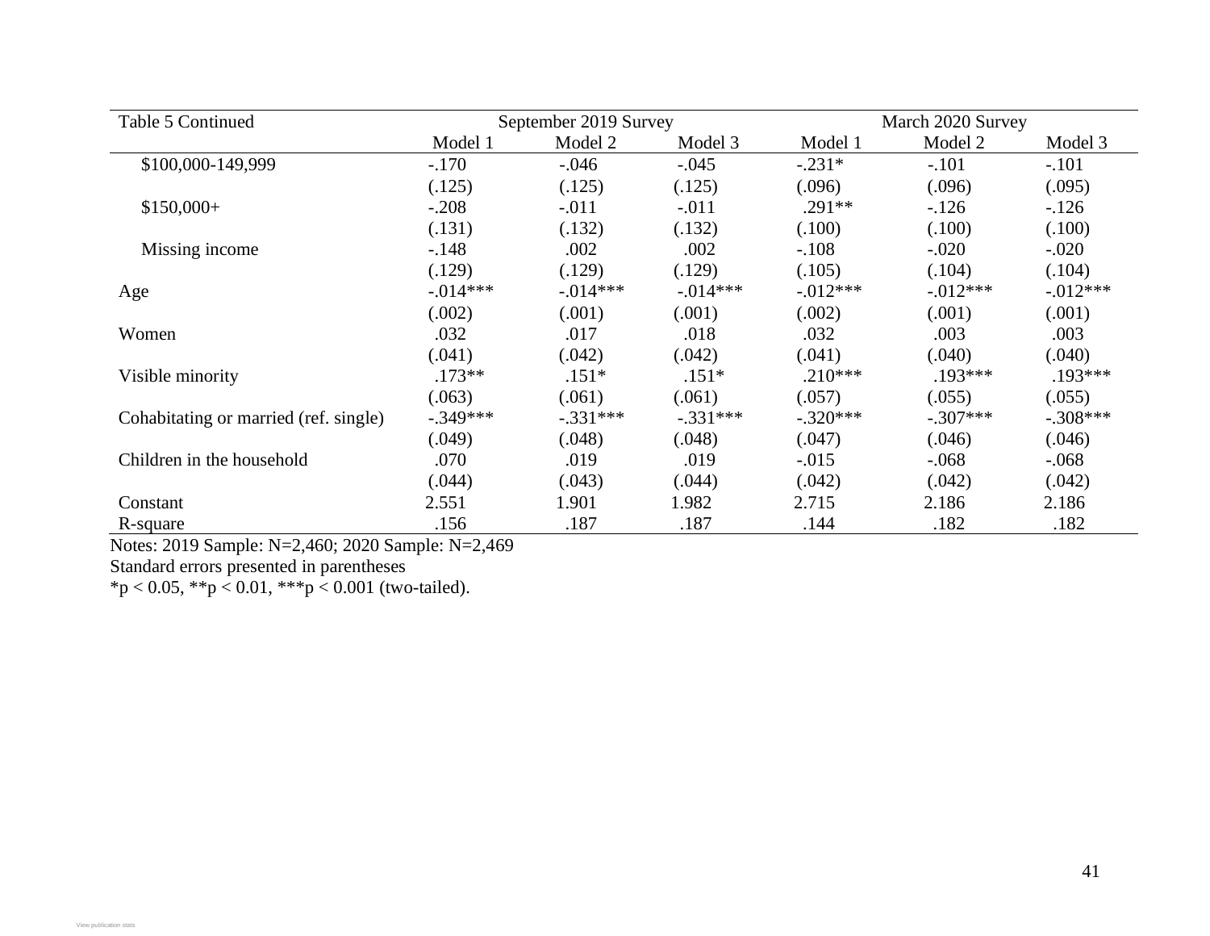| Table 5 Continued | September 2019 Survey | | | March 2020 Survey | | |
|---|---|---|---|---|---|---|
| | Model 1 | Model 2 | Model 3 | Model 1 | Model 2 | Model 3 |
| $100,000-149,999 | -.170 | -.046 | -.045 | -.231* | -.101 | -.101 |
| | (.125) | (.125) | (.125) | (.096) | (.096) | (.095) |
| $150,000+ | -.208 | -.011 | -.011 | .291** | -.126 | -.126 |
| | (.131) | (.132) | (.132) | (.100) | (.100) | (.100) |
| Missing income | -.148 | .002 | .002 | -.108 | -.020 | -.020 |
| | (.129) | (.129) | (.129) | (.105) | (.104) | (.104) |
| Age | -.014*** | -.014*** | -.014*** | -.012*** | -.012*** | -.012*** |
| | (.002) | (.001) | (.001) | (.002) | (.001) | (.001) |
| Women | .032 | .017 | .018 | .032 | .003 | .003 |
| | (.041) | (.042) | (.042) | (.041) | (.040) | (.040) |
| Visible minority | .173** | .151* | .151* | .210*** | .193*** | .193*** |
| | (.063) | (.061) | (.061) | (.057) | (.055) | (.055) |
| Cohabitating or married (ref. single) | -.349*** | -.331*** | -.331*** | -.320*** | -.307*** | -.308*** |
| | (.049) | (.048) | (.048) | (.047) | (.046) | (.046) |
| Children in the household | .070 | .019 | .019 | -.015 | -.068 | -.068 |
| | (.044) | (.043) | (.044) | (.042) | (.042) | (.042) |
| Constant | 2.551 | 1.901 | 1.982 | 2.715 | 2.186 | 2.186 |
| R-square | .156 | .187 | .187 | .144 | .182 | .182 |

Notes: 2019 Sample: N=2,460; 2020 Sample: N=2,469

Standard errors presented in parentheses

*p < 0.05, **p < 0.01, ***p < 0.001 (two-tailed).